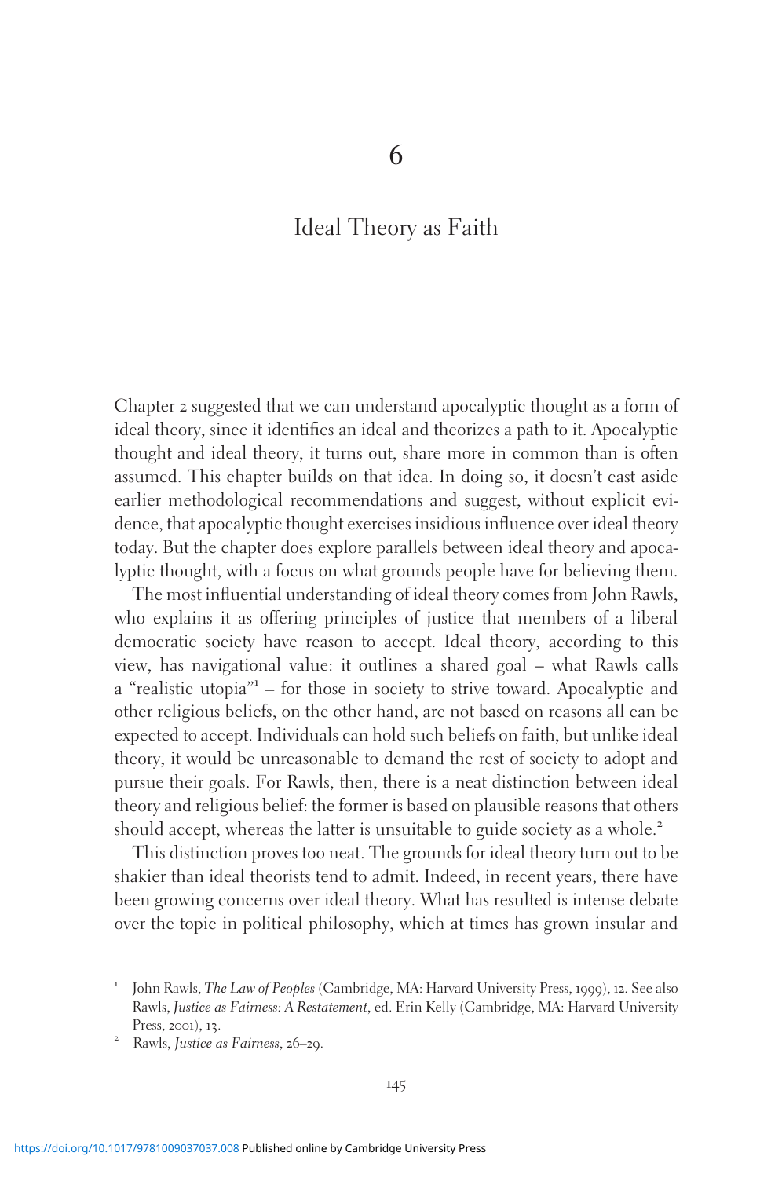# 6

## Ideal Theory as Faith

Chapter 2 suggested that we can understand apocalyptic thought as a form of ideal theory, since it identifies an ideal and theorizes a path to it. Apocalyptic thought and ideal theory, it turns out, share more in common than is often assumed. This chapter builds on that idea. In doing so, it doesn't cast aside earlier methodological recommendations and suggest, without explicit evidence, that apocalyptic thought exercises insidious influence over ideal theory today. But the chapter does explore parallels between ideal theory and apocalyptic thought, with a focus on what grounds people have for believing them.

The most influential understanding of ideal theory comes from John Rawls, who explains it as offering principles of justice that members of a liberal democratic society have reason to accept. Ideal theory, according to this view, has navigational value: it outlines a shared goal – what Rawls calls a "realistic utopia"[1] – for those in society to strive toward. Apocalyptic and other religious beliefs, on the other hand, are not based on reasons all can be expected to accept. Individuals can hold such beliefs on faith, but unlike ideal theory, it would be unreasonable to demand the rest of society to adopt and pursue their goals. For Rawls, then, there is a neat distinction between ideal theory and religious belief: the former is based on plausible reasons that others should accept, whereas the latter is unsuitable to guide society as a whole.[2]

This distinction proves too neat. The grounds for ideal theory turn out to be shakier than ideal theorists tend to admit. Indeed, in recent years, there have been growing concerns over ideal theory. What has resulted is intense debate over the topic in political philosophy, which at times has grown insular and

[1] John Rawls, *The Law of Peoples* (Cambridge, MA: Harvard University Press, 1999), 12. See also Rawls, *Justice as Fairness: A Restatement*, ed. Erin Kelly (Cambridge, MA: Harvard University Press, 2001), 13.

[2] Rawls, *Justice as Fairness*, 26–29.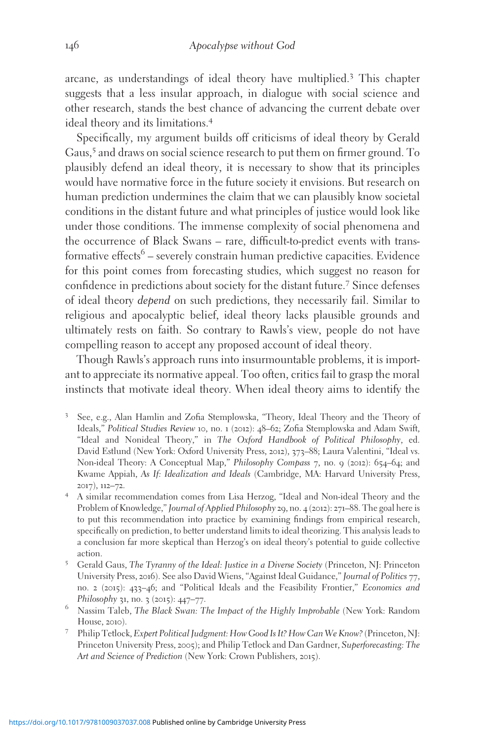arcane, as understandings of ideal theory have multiplied.[3] This chapter suggests that a less insular approach, in dialogue with social science and other research, stands the best chance of advancing the current debate over ideal theory and its limitations.[4]

Specifically, my argument builds off criticisms of ideal theory by Gerald Gaus,[5] and draws on social science research to put them on firmer ground. To plausibly defend an ideal theory, it is necessary to show that its principles would have normative force in the future society it envisions. But research on human prediction undermines the claim that we can plausibly know societal conditions in the distant future and what principles of justice would look like under those conditions. The immense complexity of social phenomena and the occurrence of Black Swans – rare, difficult-to-predict events with transformative effects[6] – severely constrain human predictive capacities. Evidence for this point comes from forecasting studies, which suggest no reason for confidence in predictions about society for the distant future.[7] Since defenses of ideal theory *depend* on such predictions, they necessarily fail. Similar to religious and apocalyptic belief, ideal theory lacks plausible grounds and ultimately rests on faith. So contrary to Rawls's view, people do not have compelling reason to accept any proposed account of ideal theory.

Though Rawls's approach runs into insurmountable problems, it is important to appreciate its normative appeal. Too often, critics fail to grasp the moral instincts that motivate ideal theory. When ideal theory aims to identify the

[3] See, e.g., Alan Hamlin and Zofia Stemplowska, "Theory, Ideal Theory and the Theory of Ideals," *Political Studies Review* 10, no. 1 (2012): 48–62; Zofia Stemplowska and Adam Swift, "Ideal and Nonideal Theory," in *The Oxford Handbook of Political Philosophy*, ed. David Estlund (New York: Oxford University Press, 2012), 373–88; Laura Valentini, "Ideal vs. Non-ideal Theory: A Conceptual Map," *Philosophy Compass* 7, no. 9 (2012): 654–64; and Kwame Appiah, *As If: Idealization and Ideals* (Cambridge, MA: Harvard University Press, 2017), 112–72.

[4] A similar recommendation comes from Lisa Herzog, "Ideal and Non-ideal Theory and the Problem of Knowledge," *Journal of Applied Philosophy* 29, no. 4 (2012): 271–88. The goal here is to put this recommendation into practice by examining findings from empirical research, specifically on prediction, to better understand limits to ideal theorizing. This analysis leads to a conclusion far more skeptical than Herzog's on ideal theory's potential to guide collective action.

[5] Gerald Gaus, *The Tyranny of the Ideal: Justice in a Diverse Society* (Princeton, NJ: Princeton University Press, 2016). See also David Wiens, "Against Ideal Guidance," *Journal of Politics* 77, no. 2 (2015): 433–46; and "Political Ideals and the Feasibility Frontier," *Economics and Philosophy* 31, no. 3 (2015): 447–77.

[6] Nassim Taleb, *The Black Swan: The Impact of the Highly Improbable* (New York: Random House, 2010).

[7] Philip Tetlock, *Expert Political Judgment: How Good Is It? How Can We Know?* (Princeton, NJ: Princeton University Press, 2005); and Philip Tetlock and Dan Gardner, *Superforecasting: The Art and Science of Prediction* (New York: Crown Publishers, 2015).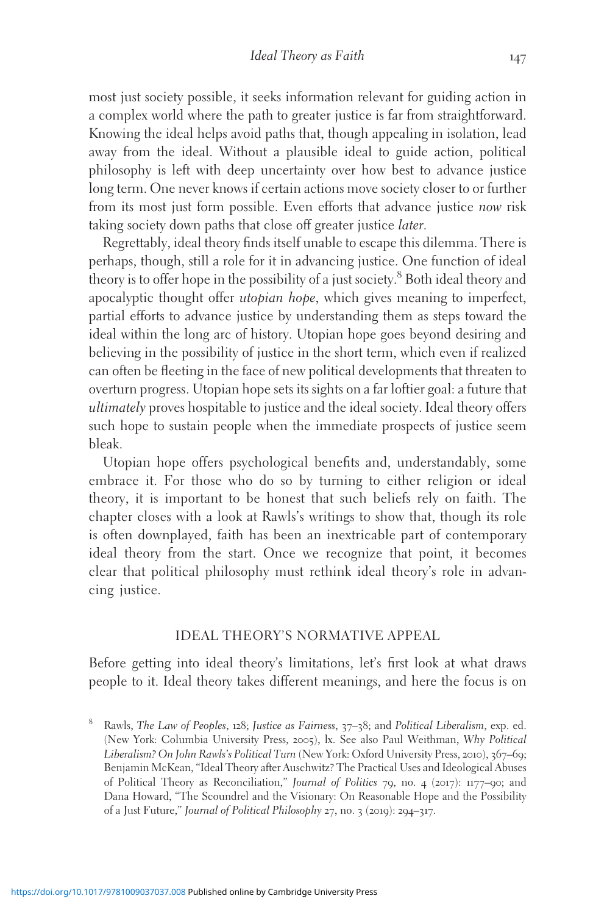most just society possible, it seeks information relevant for guiding action in a complex world where the path to greater justice is far from straightforward. Knowing the ideal helps avoid paths that, though appealing in isolation, lead away from the ideal. Without a plausible ideal to guide action, political philosophy is left with deep uncertainty over how best to advance justice long term. One never knows if certain actions move society closer to or further from its most just form possible. Even efforts that advance justice *now* risk taking society down paths that close off greater justice *later*.

Regrettably, ideal theory finds itself unable to escape this dilemma. There is perhaps, though, still a role for it in advancing justice. One function of ideal theory is to offer hope in the possibility of a just society.[8] Both ideal theory and apocalyptic thought offer *utopian hope*, which gives meaning to imperfect, partial efforts to advance justice by understanding them as steps toward the ideal within the long arc of history. Utopian hope goes beyond desiring and believing in the possibility of justice in the short term, which even if realized can often be fleeting in the face of new political developments that threaten to overturn progress. Utopian hope sets its sights on a far loftier goal: a future that *ultimately* proves hospitable to justice and the ideal society. Ideal theory offers such hope to sustain people when the immediate prospects of justice seem bleak.

Utopian hope offers psychological benefits and, understandably, some embrace it. For those who do so by turning to either religion or ideal theory, it is important to be honest that such beliefs rely on faith. The chapter closes with a look at Rawls's writings to show that, though its role is often downplayed, faith has been an inextricable part of contemporary ideal theory from the start. Once we recognize that point, it becomes clear that political philosophy must rethink ideal theory's role in advancing justice.

## IDEAL THEORY'S NORMATIVE APPEAL

Before getting into ideal theory's limitations, let's first look at what draws people to it. Ideal theory takes different meanings, and here the focus is on

[8] Rawls, *The Law of Peoples*, 128; *Justice as Fairness*, 37–38; and *Political Liberalism*, exp. ed. (New York: Columbia University Press, 2005), lx. See also Paul Weithman, *Why Political Liberalism? On John Rawls's Political Turn* (New York: Oxford University Press, 2010), 367–69; Benjamin McKean, "Ideal Theory after Auschwitz? The Practical Uses and Ideological Abuses of Political Theory as Reconciliation," *Journal of Politics* 79, no. 4 (2017): 1177–90; and Dana Howard, "The Scoundrel and the Visionary: On Reasonable Hope and the Possibility of a Just Future," *Journal of Political Philosophy* 27, no. 3 (2019): 294–317.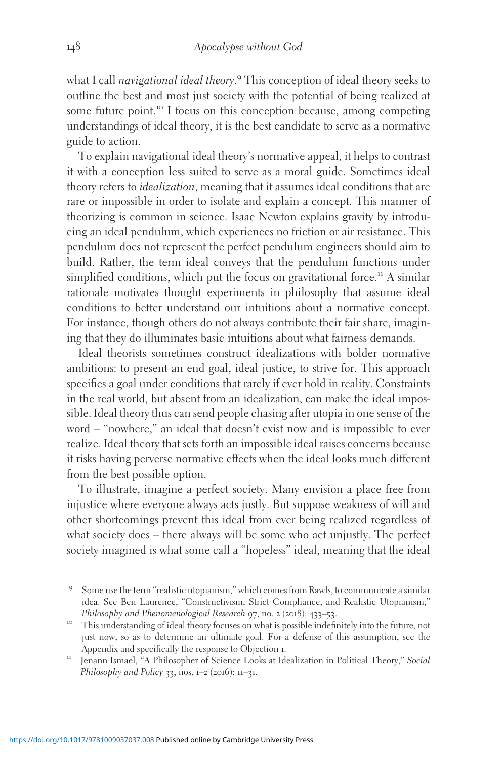what I call *navigational ideal theory*.[9] This conception of ideal theory seeks to outline the best and most just society with the potential of being realized at some future point.[10] I focus on this conception because, among competing understandings of ideal theory, it is the best candidate to serve as a normative guide to action.

To explain navigational ideal theory's normative appeal, it helps to contrast it with a conception less suited to serve as a moral guide. Sometimes ideal theory refers to *idealization*, meaning that it assumes ideal conditions that are rare or impossible in order to isolate and explain a concept. This manner of theorizing is common in science. Isaac Newton explains gravity by introducing an ideal pendulum, which experiences no friction or air resistance. This pendulum does not represent the perfect pendulum engineers should aim to build. Rather, the term ideal conveys that the pendulum functions under simplified conditions, which put the focus on gravitational force.[11] A similar rationale motivates thought experiments in philosophy that assume ideal conditions to better understand our intuitions about a normative concept. For instance, though others do not always contribute their fair share, imagining that they do illuminates basic intuitions about what fairness demands.

Ideal theorists sometimes construct idealizations with bolder normative ambitions: to present an end goal, ideal justice, to strive for. This approach specifies a goal under conditions that rarely if ever hold in reality. Constraints in the real world, but absent from an idealization, can make the ideal impossible. Ideal theory thus can send people chasing after utopia in one sense of the word – "nowhere," an ideal that doesn't exist now and is impossible to ever realize. Ideal theory that sets forth an impossible ideal raises concerns because it risks having perverse normative effects when the ideal looks much different from the best possible option.

To illustrate, imagine a perfect society. Many envision a place free from injustice where everyone always acts justly. But suppose weakness of will and other shortcomings prevent this ideal from ever being realized regardless of what society does – there always will be some who act unjustly. The perfect society imagined is what some call a "hopeless" ideal, meaning that the ideal

---

9 Some use the term "realistic utopianism," which comes from Rawls, to communicate a similar idea. See Ben Laurence, "Constructivism, Strict Compliance, and Realistic Utopianism," *Philosophy and Phenomenological Research* 97, no. 2 (2018): 433–53.

10 This understanding of ideal theory focuses on what is possible indefinitely into the future, not just now, so as to determine an ultimate goal. For a defense of this assumption, see the Appendix and specifically the response to Objection 1.

11 Jenann Ismael, "A Philosopher of Science Looks at Idealization in Political Theory," *Social Philosophy and Policy* 33, nos. 1–2 (2016): 11–31.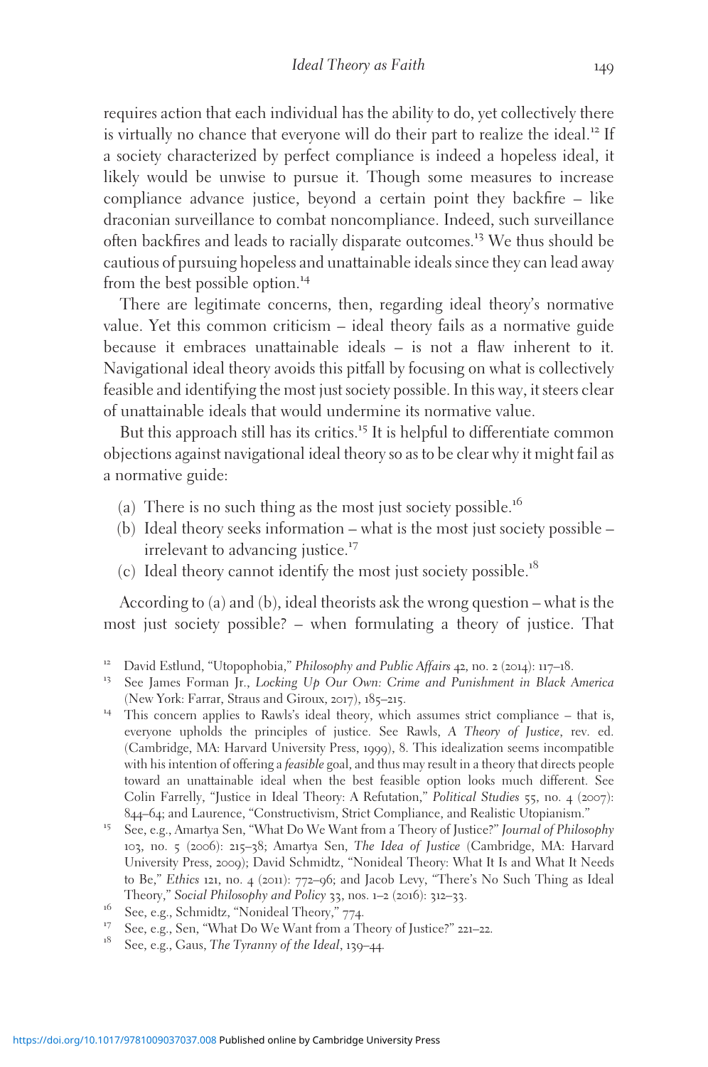requires action that each individual has the ability to do, yet collectively there is virtually no chance that everyone will do their part to realize the ideal.[12] If a society characterized by perfect compliance is indeed a hopeless ideal, it likely would be unwise to pursue it. Though some measures to increase compliance advance justice, beyond a certain point they backfire – like draconian surveillance to combat noncompliance. Indeed, such surveillance often backfires and leads to racially disparate outcomes.[13] We thus should be cautious of pursuing hopeless and unattainable ideals since they can lead away from the best possible option.[14]

There are legitimate concerns, then, regarding ideal theory's normative value. Yet this common criticism – ideal theory fails as a normative guide because it embraces unattainable ideals – is not a flaw inherent to it. Navigational ideal theory avoids this pitfall by focusing on what is collectively feasible and identifying the most just society possible. In this way, it steers clear of unattainable ideals that would undermine its normative value.

But this approach still has its critics.[15] It is helpful to differentiate common objections against navigational ideal theory so as to be clear why it might fail as a normative guide:

(a) There is no such thing as the most just society possible.[16]
(b) Ideal theory seeks information – what is the most just society possible – irrelevant to advancing justice.[17]
(c) Ideal theory cannot identify the most just society possible.[18]

According to (a) and (b), ideal theorists ask the wrong question – what is the most just society possible? – when formulating a theory of justice. That

[12] David Estlund, "Utopophobia," *Philosophy and Public Affairs* 42, no. 2 (2014): 117–18.

[13] See James Forman Jr., *Locking Up Our Own: Crime and Punishment in Black America* (New York: Farrar, Straus and Giroux, 2017), 185–215.

[14] This concern applies to Rawls's ideal theory, which assumes strict compliance – that is, everyone upholds the principles of justice. See Rawls, *A Theory of Justice*, rev. ed. (Cambridge, MA: Harvard University Press, 1999), 8. This idealization seems incompatible with his intention of offering a *feasible* goal, and thus may result in a theory that directs people toward an unattainable ideal when the best feasible option looks much different. See Colin Farrelly, "Justice in Ideal Theory: A Refutation," *Political Studies* 55, no. 4 (2007): 844–64; and Laurence, "Constructivism, Strict Compliance, and Realistic Utopianism."

[15] See, e.g., Amartya Sen, "What Do We Want from a Theory of Justice?" *Journal of Philosophy* 103, no. 5 (2006): 215–38; Amartya Sen, *The Idea of Justice* (Cambridge, MA: Harvard University Press, 2009); David Schmidtz, "Nonideal Theory: What It Is and What It Needs to Be," *Ethics* 121, no. 4 (2011): 772–96; and Jacob Levy, "There's No Such Thing as Ideal Theory," *Social Philosophy and Policy* 33, nos. 1–2 (2016): 312–33.

[16] See, e.g., Schmidtz, "Nonideal Theory," 774.

[17] See, e.g., Sen, "What Do We Want from a Theory of Justice?" 221–22.

[18] See, e.g., Gaus, *The Tyranny of the Ideal*, 139–44.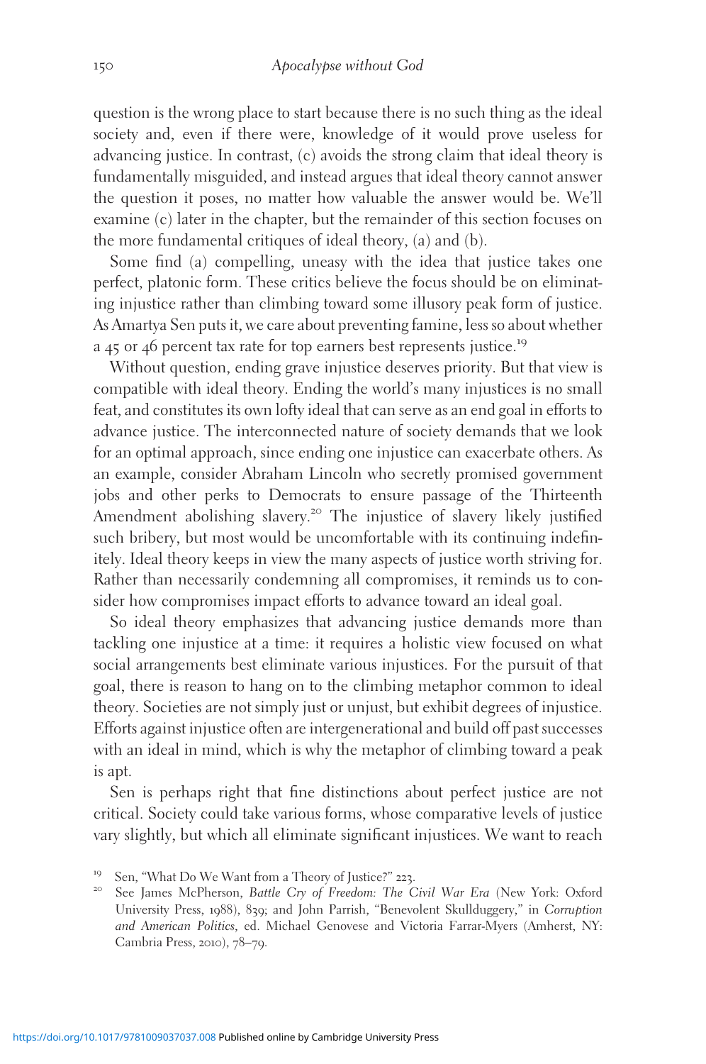question is the wrong place to start because there is no such thing as the ideal society and, even if there were, knowledge of it would prove useless for advancing justice. In contrast, (c) avoids the strong claim that ideal theory is fundamentally misguided, and instead argues that ideal theory cannot answer the question it poses, no matter how valuable the answer would be. We'll examine (c) later in the chapter, but the remainder of this section focuses on the more fundamental critiques of ideal theory, (a) and (b).

Some find (a) compelling, uneasy with the idea that justice takes one perfect, platonic form. These critics believe the focus should be on eliminating injustice rather than climbing toward some illusory peak form of justice. As Amartya Sen puts it, we care about preventing famine, less so about whether a 45 or 46 percent tax rate for top earners best represents justice.[19]

Without question, ending grave injustice deserves priority. But that view is compatible with ideal theory. Ending the world's many injustices is no small feat, and constitutes its own lofty ideal that can serve as an end goal in efforts to advance justice. The interconnected nature of society demands that we look for an optimal approach, since ending one injustice can exacerbate others. As an example, consider Abraham Lincoln who secretly promised government jobs and other perks to Democrats to ensure passage of the Thirteenth Amendment abolishing slavery.[20] The injustice of slavery likely justified such bribery, but most would be uncomfortable with its continuing indefinitely. Ideal theory keeps in view the many aspects of justice worth striving for. Rather than necessarily condemning all compromises, it reminds us to consider how compromises impact efforts to advance toward an ideal goal.

So ideal theory emphasizes that advancing justice demands more than tackling one injustice at a time: it requires a holistic view focused on what social arrangements best eliminate various injustices. For the pursuit of that goal, there is reason to hang on to the climbing metaphor common to ideal theory. Societies are not simply just or unjust, but exhibit degrees of injustice. Efforts against injustice often are intergenerational and build off past successes with an ideal in mind, which is why the metaphor of climbing toward a peak is apt.

Sen is perhaps right that fine distinctions about perfect justice are not critical. Society could take various forms, whose comparative levels of justice vary slightly, but which all eliminate significant injustices. We want to reach

[19] Sen, "What Do We Want from a Theory of Justice?" 223.

[20] See James McPherson, *Battle Cry of Freedom: The Civil War Era* (New York: Oxford University Press, 1988), 839; and John Parrish, "Benevolent Skullduggery," in *Corruption and American Politics*, ed. Michael Genovese and Victoria Farrar-Myers (Amherst, NY: Cambria Press, 2010), 78–79.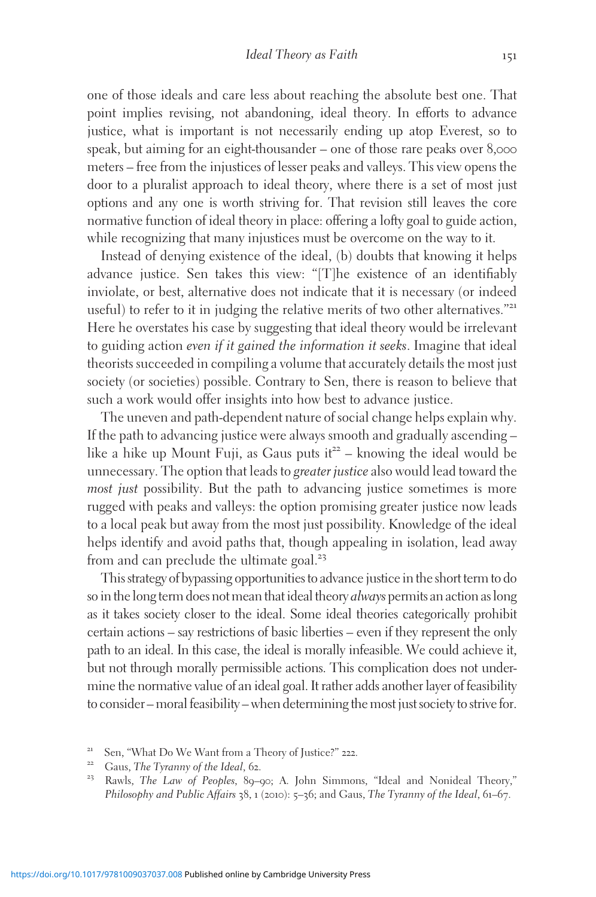one of those ideals and care less about reaching the absolute best one. That point implies revising, not abandoning, ideal theory. In efforts to advance justice, what is important is not necessarily ending up atop Everest, so to speak, but aiming for an eight-thousander – one of those rare peaks over 8,000 meters – free from the injustices of lesser peaks and valleys. This view opens the door to a pluralist approach to ideal theory, where there is a set of most just options and any one is worth striving for. That revision still leaves the core normative function of ideal theory in place: offering a lofty goal to guide action, while recognizing that many injustices must be overcome on the way to it.

Instead of denying existence of the ideal, (b) doubts that knowing it helps advance justice. Sen takes this view: "[T]he existence of an identifiably inviolate, or best, alternative does not indicate that it is necessary (or indeed useful) to refer to it in judging the relative merits of two other alternatives."[21] Here he overstates his case by suggesting that ideal theory would be irrelevant to guiding action *even if it gained the information it seeks*. Imagine that ideal theorists succeeded in compiling a volume that accurately details the most just society (or societies) possible. Contrary to Sen, there is reason to believe that such a work would offer insights into how best to advance justice.

The uneven and path-dependent nature of social change helps explain why. If the path to advancing justice were always smooth and gradually ascending – like a hike up Mount Fuji, as Gaus puts it[22] – knowing the ideal would be unnecessary. The option that leads to *greater justice* also would lead toward the *most just* possibility. But the path to advancing justice sometimes is more rugged with peaks and valleys: the option promising greater justice now leads to a local peak but away from the most just possibility. Knowledge of the ideal helps identify and avoid paths that, though appealing in isolation, lead away from and can preclude the ultimate goal.[23]

This strategy of bypassing opportunities to advance justice in the short term to do so in the long term does not mean that ideal theory *always* permits an action as long as it takes society closer to the ideal. Some ideal theories categorically prohibit certain actions – say restrictions of basic liberties – even if they represent the only path to an ideal. In this case, the ideal is morally infeasible. We could achieve it, but not through morally permissible actions. This complication does not undermine the normative value of an ideal goal. It rather adds another layer of feasibility to consider – moral feasibility – when determining the most just society to strive for.

[21] Sen, "What Do We Want from a Theory of Justice?" 222.

[22] Gaus, *The Tyranny of the Ideal*, 62.

[23] Rawls, *The Law of Peoples*, 89–90; A. John Simmons, "Ideal and Nonideal Theory," *Philosophy and Public Affairs* 38, 1 (2010): 5–36; and Gaus, *The Tyranny of the Ideal*, 61–67.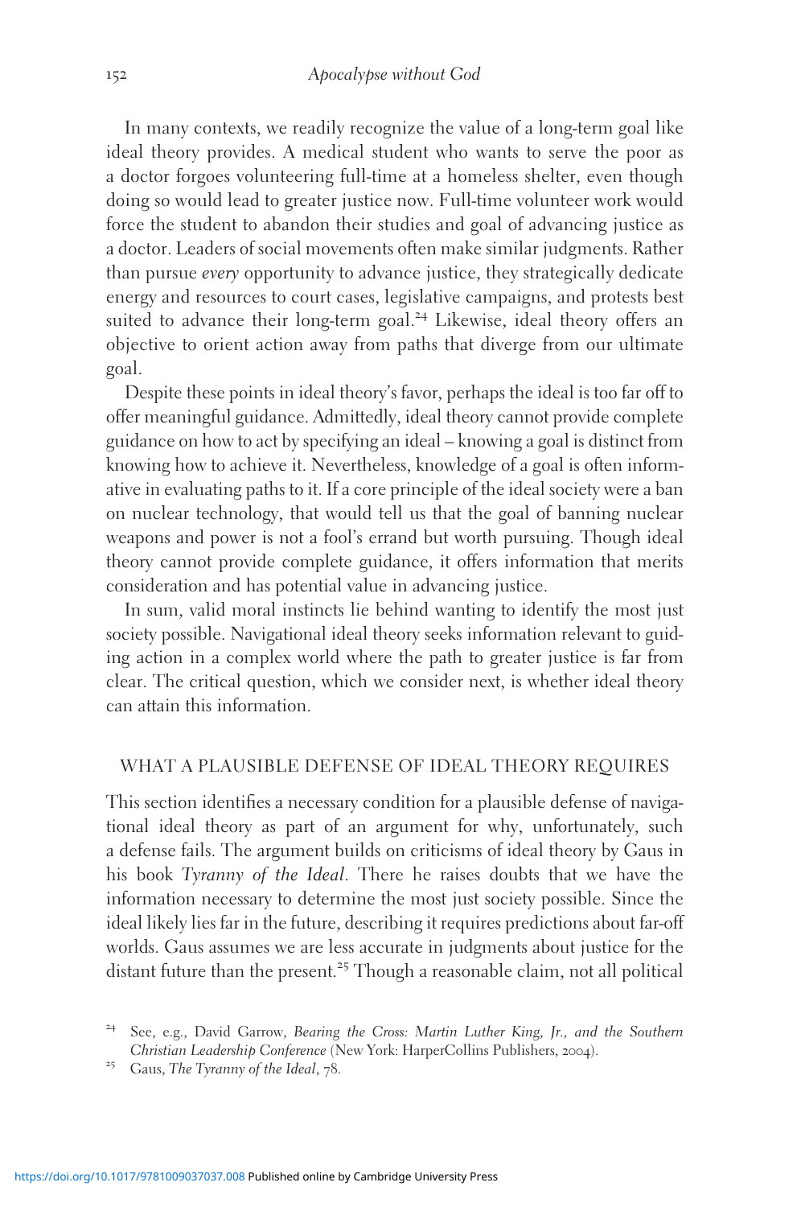In many contexts, we readily recognize the value of a long-term goal like ideal theory provides. A medical student who wants to serve the poor as a doctor forgoes volunteering full-time at a homeless shelter, even though doing so would lead to greater justice now. Full-time volunteer work would force the student to abandon their studies and goal of advancing justice as a doctor. Leaders of social movements often make similar judgments. Rather than pursue *every* opportunity to advance justice, they strategically dedicate energy and resources to court cases, legislative campaigns, and protests best suited to advance their long-term goal.[24] Likewise, ideal theory offers an objective to orient action away from paths that diverge from our ultimate goal.

Despite these points in ideal theory's favor, perhaps the ideal is too far off to offer meaningful guidance. Admittedly, ideal theory cannot provide complete guidance on how to act by specifying an ideal – knowing a goal is distinct from knowing how to achieve it. Nevertheless, knowledge of a goal is often informative in evaluating paths to it. If a core principle of the ideal society were a ban on nuclear technology, that would tell us that the goal of banning nuclear weapons and power is not a fool's errand but worth pursuing. Though ideal theory cannot provide complete guidance, it offers information that merits consideration and has potential value in advancing justice.

In sum, valid moral instincts lie behind wanting to identify the most just society possible. Navigational ideal theory seeks information relevant to guiding action in a complex world where the path to greater justice is far from clear. The critical question, which we consider next, is whether ideal theory can attain this information.

## WHAT A PLAUSIBLE DEFENSE OF IDEAL THEORY REQUIRES

This section identifies a necessary condition for a plausible defense of navigational ideal theory as part of an argument for why, unfortunately, such a defense fails. The argument builds on criticisms of ideal theory by Gaus in his book *Tyranny of the Ideal*. There he raises doubts that we have the information necessary to determine the most just society possible. Since the ideal likely lies far in the future, describing it requires predictions about far-off worlds. Gaus assumes we are less accurate in judgments about justice for the distant future than the present.[25] Though a reasonable claim, not all political

---

[24] See, e.g., David Garrow, *Bearing the Cross: Martin Luther King, Jr., and the Southern Christian Leadership Conference* (New York: HarperCollins Publishers, 2004).

[25] Gaus, *The Tyranny of the Ideal*, 78.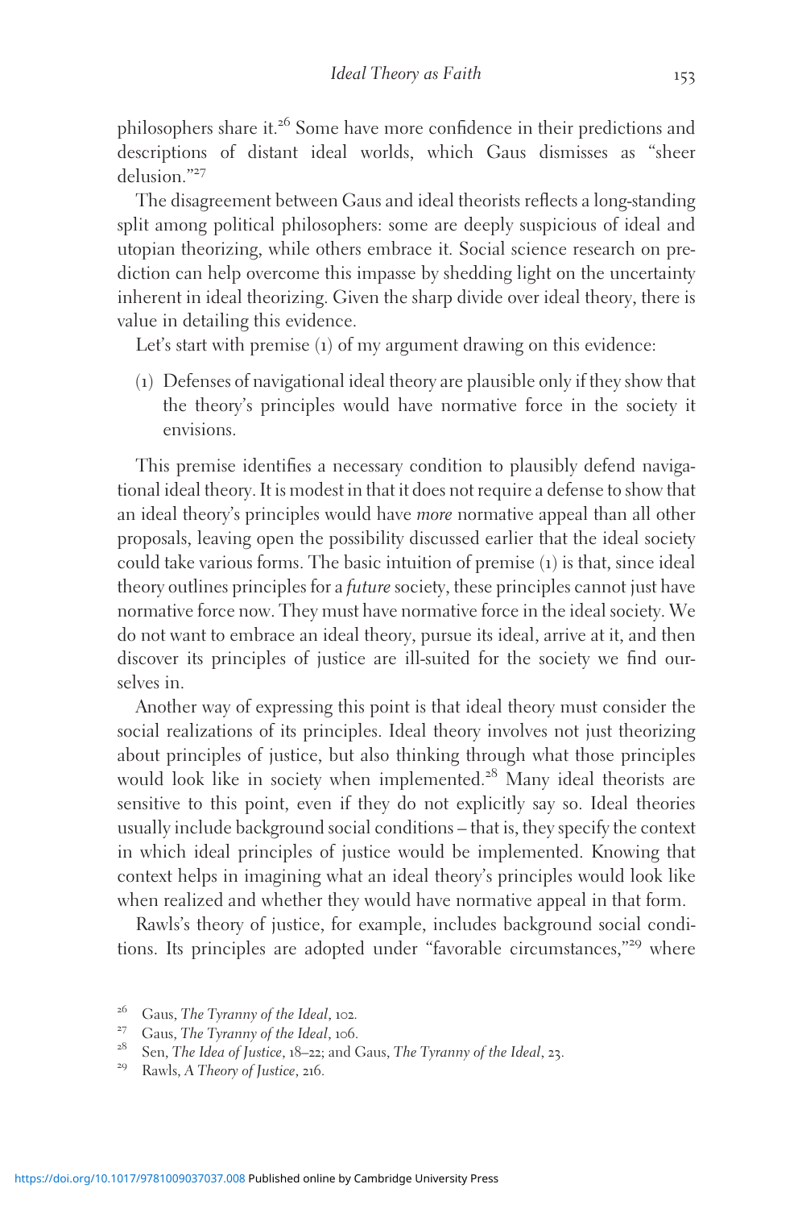philosophers share it.[26] Some have more confidence in their predictions and descriptions of distant ideal worlds, which Gaus dismisses as "sheer delusion."[27]

The disagreement between Gaus and ideal theorists reflects a long-standing split among political philosophers: some are deeply suspicious of ideal and utopian theorizing, while others embrace it. Social science research on prediction can help overcome this impasse by shedding light on the uncertainty inherent in ideal theorizing. Given the sharp divide over ideal theory, there is value in detailing this evidence.

Let's start with premise (1) of my argument drawing on this evidence:

(1) Defenses of navigational ideal theory are plausible only if they show that the theory's principles would have normative force in the society it envisions.

This premise identifies a necessary condition to plausibly defend navigational ideal theory. It is modest in that it does not require a defense to show that an ideal theory's principles would have *more* normative appeal than all other proposals, leaving open the possibility discussed earlier that the ideal society could take various forms. The basic intuition of premise (1) is that, since ideal theory outlines principles for a *future* society, these principles cannot just have normative force now. They must have normative force in the ideal society. We do not want to embrace an ideal theory, pursue its ideal, arrive at it, and then discover its principles of justice are ill-suited for the society we find ourselves in.

Another way of expressing this point is that ideal theory must consider the social realizations of its principles. Ideal theory involves not just theorizing about principles of justice, but also thinking through what those principles would look like in society when implemented.[28] Many ideal theorists are sensitive to this point, even if they do not explicitly say so. Ideal theories usually include background social conditions – that is, they specify the context in which ideal principles of justice would be implemented. Knowing that context helps in imagining what an ideal theory's principles would look like when realized and whether they would have normative appeal in that form.

Rawls's theory of justice, for example, includes background social conditions. Its principles are adopted under "favorable circumstances,"[29] where

[26] Gaus, *The Tyranny of the Ideal*, 102.

[27] Gaus, *The Tyranny of the Ideal*, 106.

[28] Sen, *The Idea of Justice*, 18–22; and Gaus, *The Tyranny of the Ideal*, 23.

[29] Rawls, *A Theory of Justice*, 216.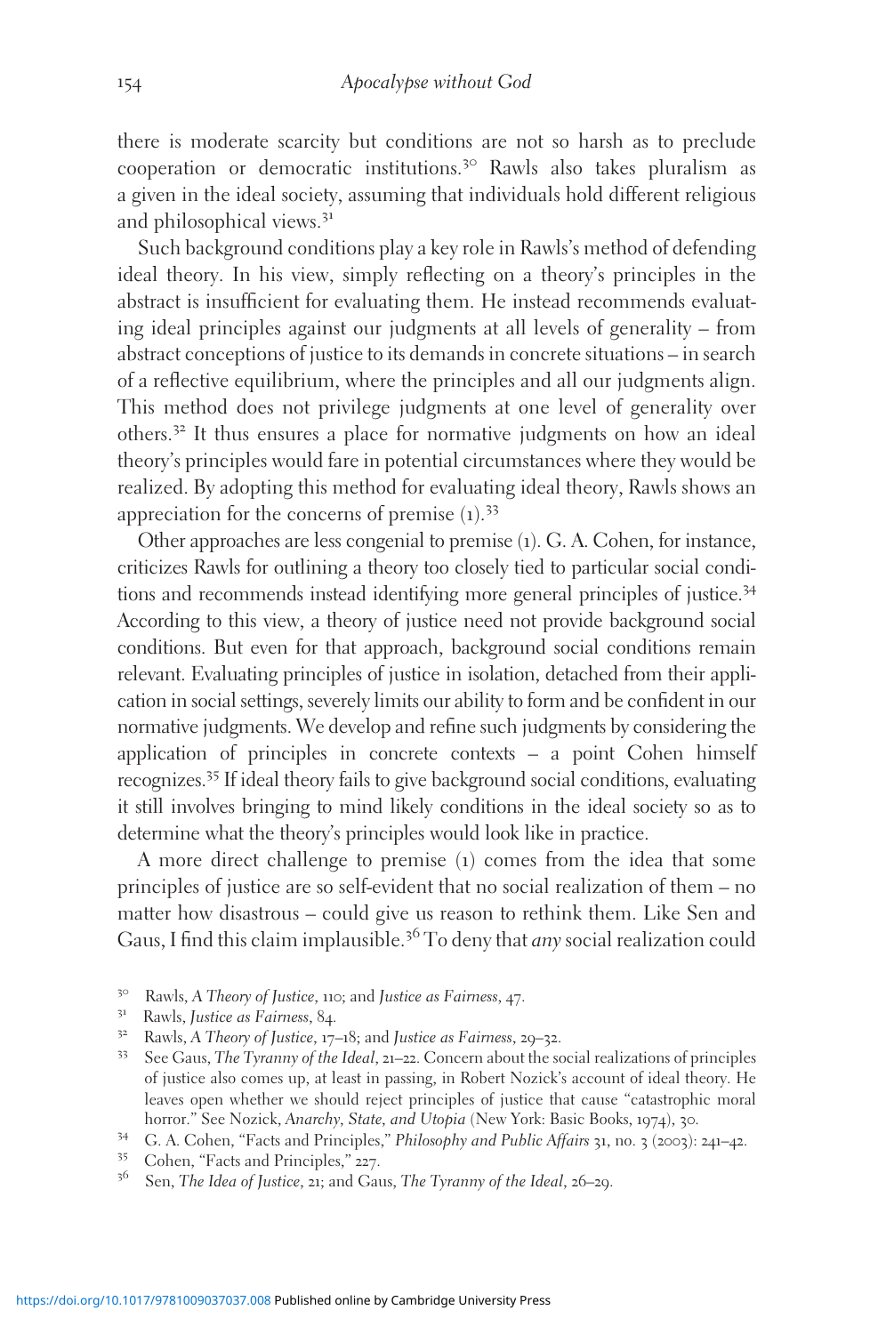there is moderate scarcity but conditions are not so harsh as to preclude cooperation or democratic institutions.[30] Rawls also takes pluralism as a given in the ideal society, assuming that individuals hold different religious and philosophical views.[31]

Such background conditions play a key role in Rawls's method of defending ideal theory. In his view, simply reflecting on a theory's principles in the abstract is insufficient for evaluating them. He instead recommends evaluating ideal principles against our judgments at all levels of generality – from abstract conceptions of justice to its demands in concrete situations – in search of a reflective equilibrium, where the principles and all our judgments align. This method does not privilege judgments at one level of generality over others.[32] It thus ensures a place for normative judgments on how an ideal theory's principles would fare in potential circumstances where they would be realized. By adopting this method for evaluating ideal theory, Rawls shows an appreciation for the concerns of premise (1).[33]

Other approaches are less congenial to premise (1). G. A. Cohen, for instance, criticizes Rawls for outlining a theory too closely tied to particular social conditions and recommends instead identifying more general principles of justice.[34] According to this view, a theory of justice need not provide background social conditions. But even for that approach, background social conditions remain relevant. Evaluating principles of justice in isolation, detached from their application in social settings, severely limits our ability to form and be confident in our normative judgments. We develop and refine such judgments by considering the application of principles in concrete contexts – a point Cohen himself recognizes.[35] If ideal theory fails to give background social conditions, evaluating it still involves bringing to mind likely conditions in the ideal society so as to determine what the theory's principles would look like in practice.

A more direct challenge to premise (1) comes from the idea that some principles of justice are so self-evident that no social realization of them – no matter how disastrous – could give us reason to rethink them. Like Sen and Gaus, I find this claim implausible.[36] To deny that *any* social realization could

[30] Rawls, *A Theory of Justice*, 110; and *Justice as Fairness*, 47.

[31] Rawls, *Justice as Fairness*, 84.

[32] Rawls, *A Theory of Justice*, 17–18; and *Justice as Fairness*, 29–32.

[33] See Gaus, *The Tyranny of the Ideal*, 21–22. Concern about the social realizations of principles of justice also comes up, at least in passing, in Robert Nozick's account of ideal theory. He leaves open whether we should reject principles of justice that cause "catastrophic moral horror." See Nozick, *Anarchy, State, and Utopia* (New York: Basic Books, 1974), 30.

[34] G. A. Cohen, "Facts and Principles," *Philosophy and Public Affairs* 31, no. 3 (2003): 241–42.

[35] Cohen, "Facts and Principles," 227.

[36] Sen, *The Idea of Justice*, 21; and Gaus, *The Tyranny of the Ideal*, 26–29.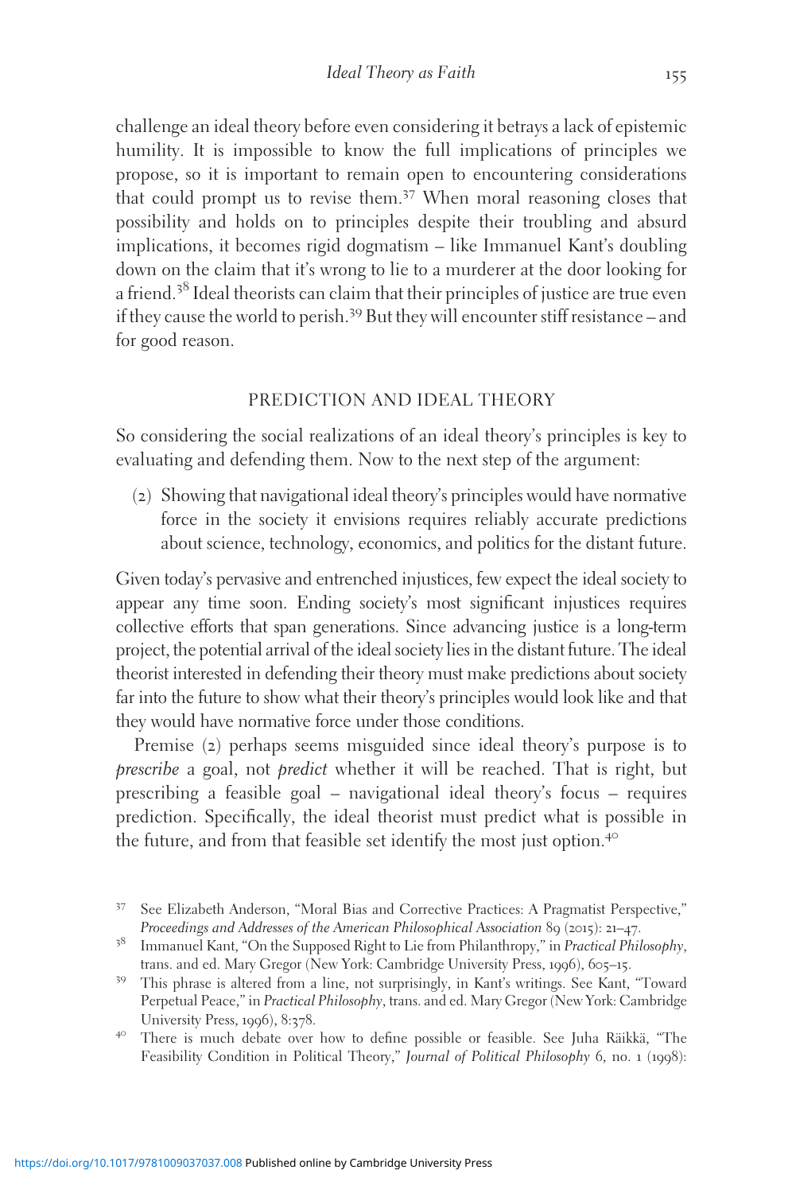challenge an ideal theory before even considering it betrays a lack of epistemic humility. It is impossible to know the full implications of principles we propose, so it is important to remain open to encountering considerations that could prompt us to revise them.[37] When moral reasoning closes that possibility and holds on to principles despite their troubling and absurd implications, it becomes rigid dogmatism – like Immanuel Kant's doubling down on the claim that it's wrong to lie to a murderer at the door looking for a friend.[38] Ideal theorists can claim that their principles of justice are true even if they cause the world to perish.[39] But they will encounter stiff resistance – and for good reason.

## PREDICTION AND IDEAL THEORY

So considering the social realizations of an ideal theory's principles is key to evaluating and defending them. Now to the next step of the argument:

> (2) Showing that navigational ideal theory's principles would have normative force in the society it envisions requires reliably accurate predictions about science, technology, economics, and politics for the distant future.

Given today's pervasive and entrenched injustices, few expect the ideal society to appear any time soon. Ending society's most significant injustices requires collective efforts that span generations. Since advancing justice is a long-term project, the potential arrival of the ideal society lies in the distant future. The ideal theorist interested in defending their theory must make predictions about society far into the future to show what their theory's principles would look like and that they would have normative force under those conditions.

Premise (2) perhaps seems misguided since ideal theory's purpose is to *prescribe* a goal, not *predict* whether it will be reached. That is right, but prescribing a feasible goal – navigational ideal theory's focus – requires prediction. Specifically, the ideal theorist must predict what is possible in the future, and from that feasible set identify the most just option.[40]

[37] See Elizabeth Anderson, "Moral Bias and Corrective Practices: A Pragmatist Perspective," *Proceedings and Addresses of the American Philosophical Association* 89 (2015): 21–47.

[38] Immanuel Kant, "On the Supposed Right to Lie from Philanthropy," in *Practical Philosophy*, trans. and ed. Mary Gregor (New York: Cambridge University Press, 1996), 605–15.

[39] This phrase is altered from a line, not surprisingly, in Kant's writings. See Kant, "Toward Perpetual Peace," in *Practical Philosophy*, trans. and ed. Mary Gregor (New York: Cambridge University Press, 1996), 8:378.

[40] There is much debate over how to define possible or feasible. See Juha Räikkä, "The Feasibility Condition in Political Theory," *Journal of Political Philosophy* 6, no. 1 (1998):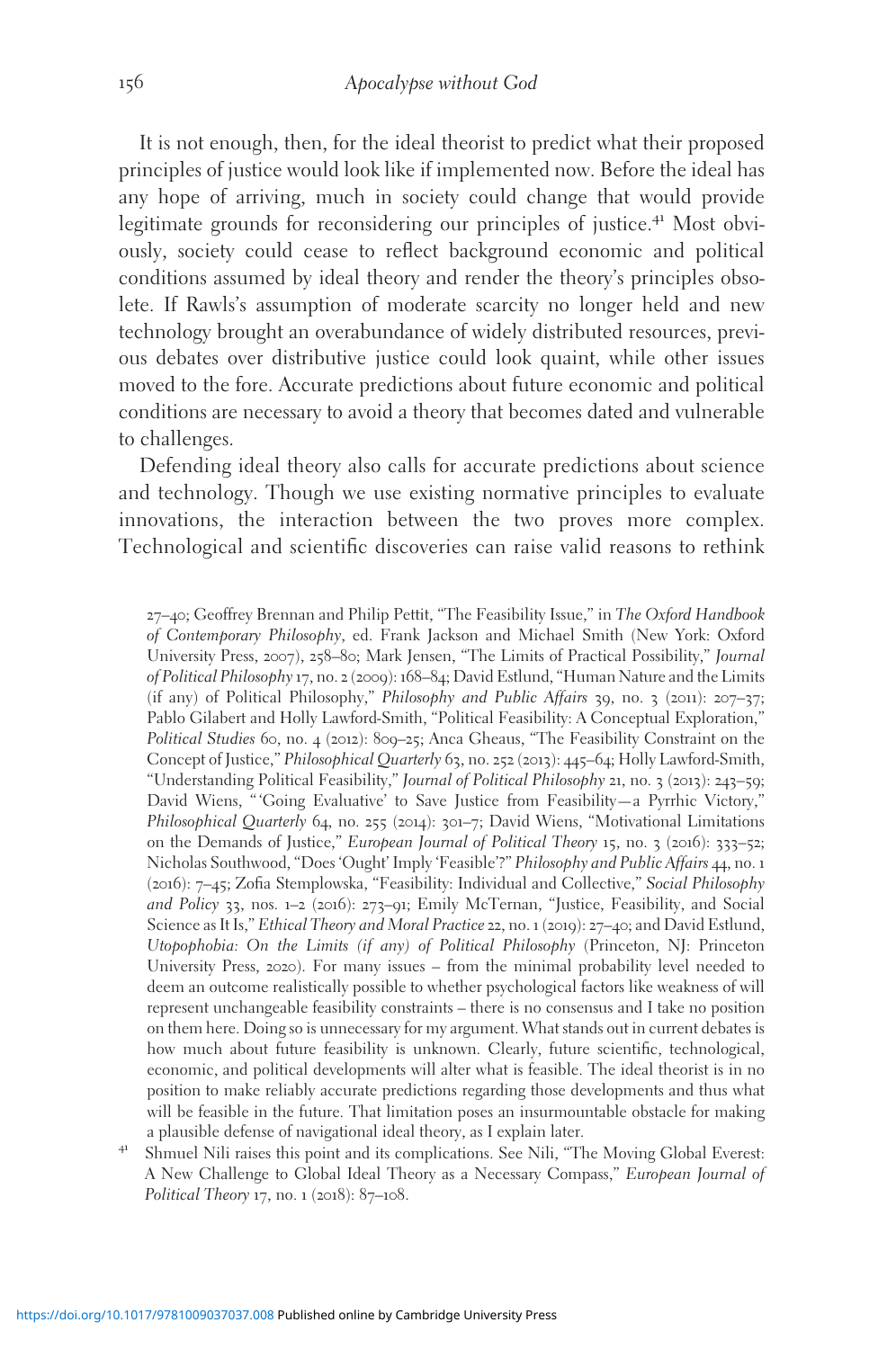It is not enough, then, for the ideal theorist to predict what their proposed principles of justice would look like if implemented now. Before the ideal has any hope of arriving, much in society could change that would provide legitimate grounds for reconsidering our principles of justice.[41] Most obviously, society could cease to reflect background economic and political conditions assumed by ideal theory and render the theory's principles obsolete. If Rawls's assumption of moderate scarcity no longer held and new technology brought an overabundance of widely distributed resources, previous debates over distributive justice could look quaint, while other issues moved to the fore. Accurate predictions about future economic and political conditions are necessary to avoid a theory that becomes dated and vulnerable to challenges.

Defending ideal theory also calls for accurate predictions about science and technology. Though we use existing normative principles to evaluate innovations, the interaction between the two proves more complex. Technological and scientific discoveries can raise valid reasons to rethink

27–40; Geoffrey Brennan and Philip Pettit, "The Feasibility Issue," in *The Oxford Handbook of Contemporary Philosophy*, ed. Frank Jackson and Michael Smith (New York: Oxford University Press, 2007), 258–80; Mark Jensen, "The Limits of Practical Possibility," *Journal of Political Philosophy* 17, no. 2 (2009): 168–84; David Estlund, "Human Nature and the Limits (if any) of Political Philosophy," *Philosophy and Public Affairs* 39, no. 3 (2011): 207–37; Pablo Gilabert and Holly Lawford-Smith, "Political Feasibility: A Conceptual Exploration," *Political Studies* 60, no. 4 (2012): 809–25; Anca Gheaus, "The Feasibility Constraint on the Concept of Justice," *Philosophical Quarterly* 63, no. 252 (2013): 445–64; Holly Lawford-Smith, "Understanding Political Feasibility," *Journal of Political Philosophy* 21, no. 3 (2013): 243–59; David Wiens, "'Going Evaluative' to Save Justice from Feasibility—a Pyrrhic Victory," *Philosophical Quarterly* 64, no. 255 (2014): 301–7; David Wiens, "Motivational Limitations on the Demands of Justice," *European Journal of Political Theory* 15, no. 3 (2016): 333–52; Nicholas Southwood, "Does 'Ought' Imply 'Feasible'?" *Philosophy and Public Affairs* 44, no. 1 (2016): 7–45; Zofia Stemplowska, "Feasibility: Individual and Collective," *Social Philosophy and Policy* 33, nos. 1–2 (2016): 273–91; Emily McTernan, "Justice, Feasibility, and Social Science as It Is," *Ethical Theory and Moral Practice* 22, no. 1 (2019): 27–40; and David Estlund, *Utopophobia: On the Limits (if any) of Political Philosophy* (Princeton, NJ: Princeton University Press, 2020). For many issues – from the minimal probability level needed to deem an outcome realistically possible to whether psychological factors like weakness of will represent unchangeable feasibility constraints – there is no consensus and I take no position on them here. Doing so is unnecessary for my argument. What stands out in current debates is how much about future feasibility is unknown. Clearly, future scientific, technological, economic, and political developments will alter what is feasible. The ideal theorist is in no position to make reliably accurate predictions regarding those developments and thus what will be feasible in the future. That limitation poses an insurmountable obstacle for making a plausible defense of navigational ideal theory, as I explain later.

[41] Shmuel Nili raises this point and its complications. See Nili, "The Moving Global Everest: A New Challenge to Global Ideal Theory as a Necessary Compass," *European Journal of Political Theory* 17, no. 1 (2018): 87–108.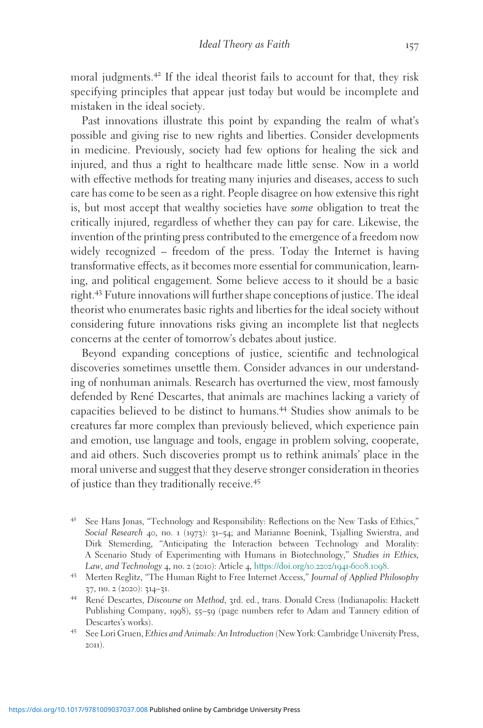moral judgments.[42] If the ideal theorist fails to account for that, they risk specifying principles that appear just today but would be incomplete and mistaken in the ideal society.

Past innovations illustrate this point by expanding the realm of what's possible and giving rise to new rights and liberties. Consider developments in medicine. Previously, society had few options for healing the sick and injured, and thus a right to healthcare made little sense. Now in a world with effective methods for treating many injuries and diseases, access to such care has come to be seen as a right. People disagree on how extensive this right is, but most accept that wealthy societies have *some* obligation to treat the critically injured, regardless of whether they can pay for care. Likewise, the invention of the printing press contributed to the emergence of a freedom now widely recognized – freedom of the press. Today the Internet is having transformative effects, as it becomes more essential for communication, learning, and political engagement. Some believe access to it should be a basic right.[43] Future innovations will further shape conceptions of justice. The ideal theorist who enumerates basic rights and liberties for the ideal society without considering future innovations risks giving an incomplete list that neglects concerns at the center of tomorrow's debates about justice.

Beyond expanding conceptions of justice, scientific and technological discoveries sometimes unsettle them. Consider advances in our understanding of nonhuman animals. Research has overturned the view, most famously defended by René Descartes, that animals are machines lacking a variety of capacities believed to be distinct to humans.[44] Studies show animals to be creatures far more complex than previously believed, which experience pain and emotion, use language and tools, engage in problem solving, cooperate, and aid others. Such discoveries prompt us to rethink animals' place in the moral universe and suggest that they deserve stronger consideration in theories of justice than they traditionally receive.[45]

---

[42] See Hans Jonas, "Technology and Responsibility: Reflections on the New Tasks of Ethics," *Social Research* 40, no. 1 (1973): 31–54; and Marianne Boenink, Tsjalling Swierstra, and Dirk Stemerding, "Anticipating the Interaction between Technology and Morality: A Scenario Study of Experimenting with Humans in Biotechnology," *Studies in Ethics, Law, and Technology* 4, no. 2 (2010): Article 4, https://doi.org/10.2202/1941-6008.1098.

[43] Merten Reglitz, "The Human Right to Free Internet Access," *Journal of Applied Philosophy* 37, no. 2 (2020): 314–31.

[44] René Descartes, *Discourse on Method*, 3rd. ed., trans. Donald Cress (Indianapolis: Hackett Publishing Company, 1998), 55–59 (page numbers refer to Adam and Tannery edition of Descartes's works).

[45] See Lori Gruen, *Ethics and Animals: An Introduction* (New York: Cambridge University Press, 2011).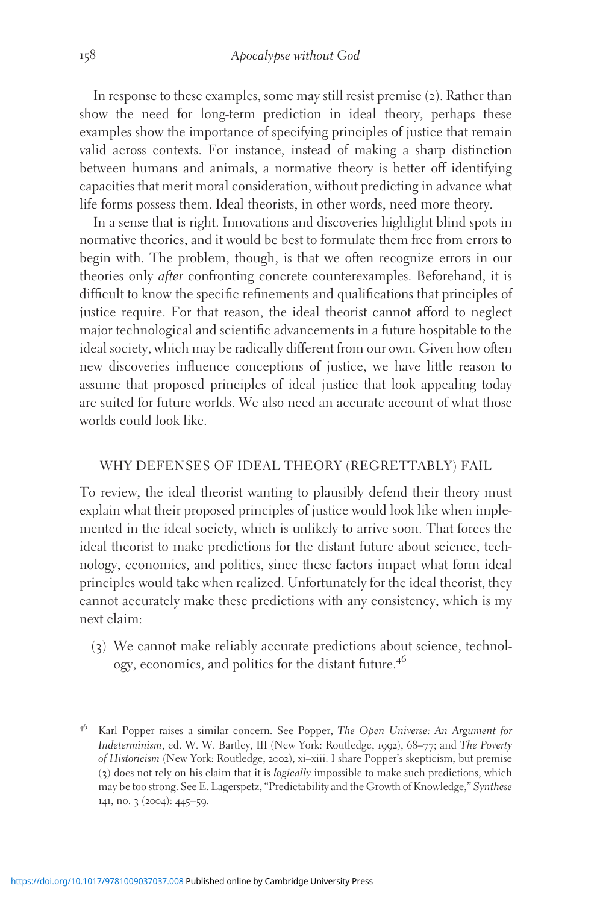In response to these examples, some may still resist premise (2). Rather than show the need for long-term prediction in ideal theory, perhaps these examples show the importance of specifying principles of justice that remain valid across contexts. For instance, instead of making a sharp distinction between humans and animals, a normative theory is better off identifying capacities that merit moral consideration, without predicting in advance what life forms possess them. Ideal theorists, in other words, need more theory.

In a sense that is right. Innovations and discoveries highlight blind spots in normative theories, and it would be best to formulate them free from errors to begin with. The problem, though, is that we often recognize errors in our theories only *after* confronting concrete counterexamples. Beforehand, it is difficult to know the specific refinements and qualifications that principles of justice require. For that reason, the ideal theorist cannot afford to neglect major technological and scientific advancements in a future hospitable to the ideal society, which may be radically different from our own. Given how often new discoveries influence conceptions of justice, we have little reason to assume that proposed principles of ideal justice that look appealing today are suited for future worlds. We also need an accurate account of what those worlds could look like.

## WHY DEFENSES OF IDEAL THEORY (REGRETTABLY) FAIL

To review, the ideal theorist wanting to plausibly defend their theory must explain what their proposed principles of justice would look like when implemented in the ideal society, which is unlikely to arrive soon. That forces the ideal theorist to make predictions for the distant future about science, technology, economics, and politics, since these factors impact what form ideal principles would take when realized. Unfortunately for the ideal theorist, they cannot accurately make these predictions with any consistency, which is my next claim:

> (3) We cannot make reliably accurate predictions about science, technology, economics, and politics for the distant future.[46]

[46] Karl Popper raises a similar concern. See Popper, *The Open Universe: An Argument for Indeterminism*, ed. W. W. Bartley, III (New York: Routledge, 1992), 68–77; and *The Poverty of Historicism* (New York: Routledge, 2002), xi–xiii. I share Popper's skepticism, but premise (3) does not rely on his claim that it is *logically* impossible to make such predictions, which may be too strong. See E. Lagerspetz, "Predictability and the Growth of Knowledge," *Synthese* 141, no. 3 (2004): 445–59.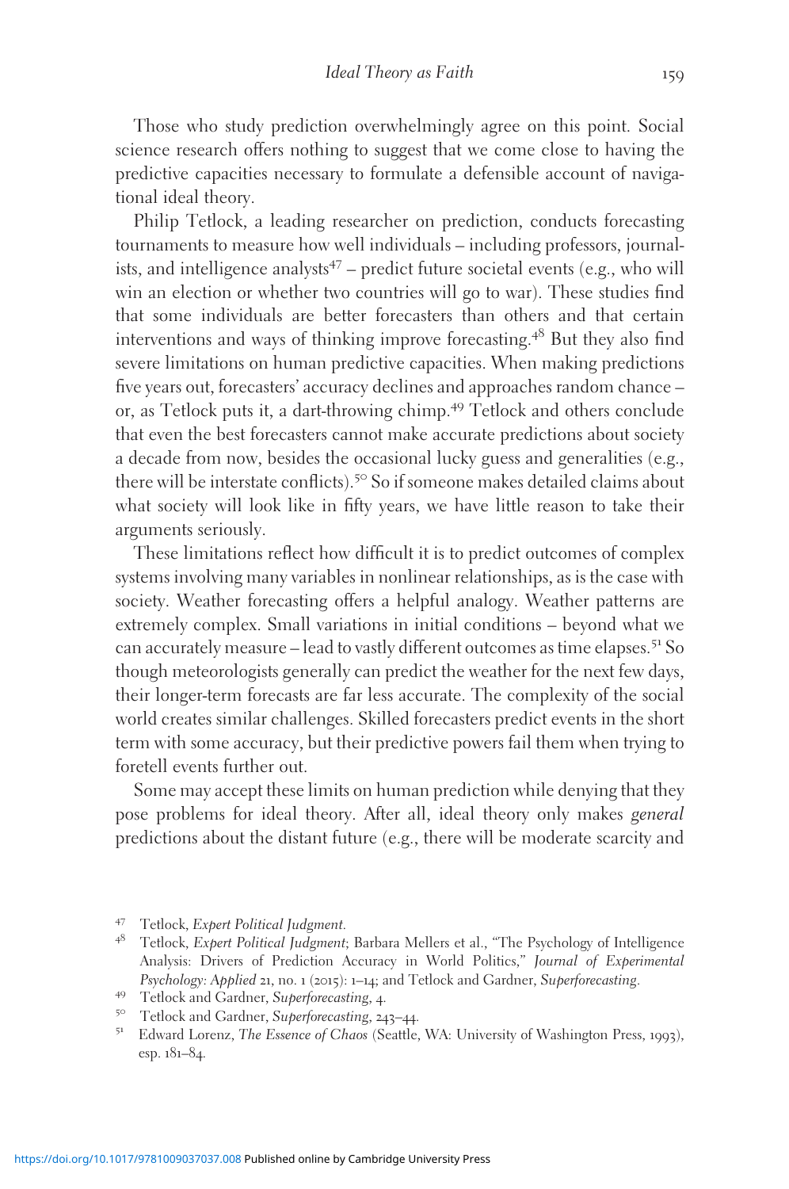Those who study prediction overwhelmingly agree on this point. Social science research offers nothing to suggest that we come close to having the predictive capacities necessary to formulate a defensible account of navigational ideal theory.

Philip Tetlock, a leading researcher on prediction, conducts forecasting tournaments to measure how well individuals – including professors, journalists, and intelligence analysts[47] – predict future societal events (e.g., who will win an election or whether two countries will go to war). These studies find that some individuals are better forecasters than others and that certain interventions and ways of thinking improve forecasting.[48] But they also find severe limitations on human predictive capacities. When making predictions five years out, forecasters' accuracy declines and approaches random chance – or, as Tetlock puts it, a dart-throwing chimp.[49] Tetlock and others conclude that even the best forecasters cannot make accurate predictions about society a decade from now, besides the occasional lucky guess and generalities (e.g., there will be interstate conflicts).[50] So if someone makes detailed claims about what society will look like in fifty years, we have little reason to take their arguments seriously.

These limitations reflect how difficult it is to predict outcomes of complex systems involving many variables in nonlinear relationships, as is the case with society. Weather forecasting offers a helpful analogy. Weather patterns are extremely complex. Small variations in initial conditions – beyond what we can accurately measure – lead to vastly different outcomes as time elapses.[51] So though meteorologists generally can predict the weather for the next few days, their longer-term forecasts are far less accurate. The complexity of the social world creates similar challenges. Skilled forecasters predict events in the short term with some accuracy, but their predictive powers fail them when trying to foretell events further out.

Some may accept these limits on human prediction while denying that they pose problems for ideal theory. After all, ideal theory only makes *general* predictions about the distant future (e.g., there will be moderate scarcity and

---

[47] Tetlock, *Expert Political Judgment*.

[48] Tetlock, *Expert Political Judgment*; Barbara Mellers et al., "The Psychology of Intelligence Analysis: Drivers of Prediction Accuracy in World Politics," *Journal of Experimental Psychology: Applied* 21, no. 1 (2015): 1–14; and Tetlock and Gardner, *Superforecasting*.

[49] Tetlock and Gardner, *Superforecasting*, 4.

[50] Tetlock and Gardner, *Superforecasting*, 243–44.

[51] Edward Lorenz, *The Essence of Chaos* (Seattle, WA: University of Washington Press, 1993), esp. 181–84.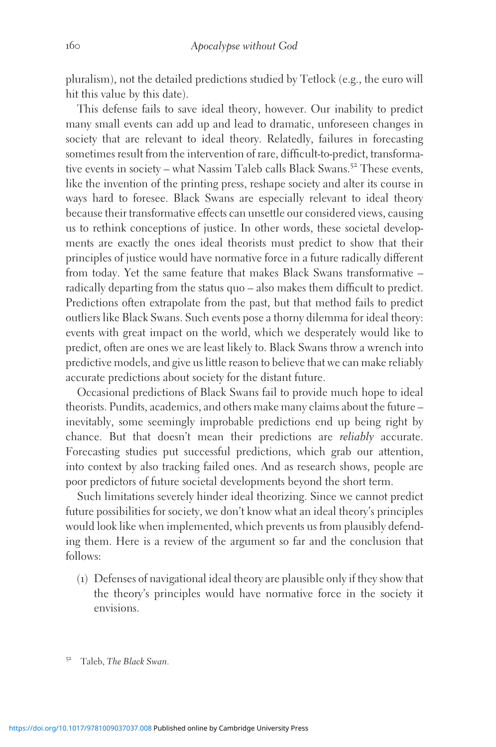pluralism), not the detailed predictions studied by Tetlock (e.g., the euro will hit this value by this date).

This defense fails to save ideal theory, however. Our inability to predict many small events can add up and lead to dramatic, unforeseen changes in society that are relevant to ideal theory. Relatedly, failures in forecasting sometimes result from the intervention of rare, difficult-to-predict, transformative events in society – what Nassim Taleb calls Black Swans.[52] These events, like the invention of the printing press, reshape society and alter its course in ways hard to foresee. Black Swans are especially relevant to ideal theory because their transformative effects can unsettle our considered views, causing us to rethink conceptions of justice. In other words, these societal developments are exactly the ones ideal theorists must predict to show that their principles of justice would have normative force in a future radically different from today. Yet the same feature that makes Black Swans transformative – radically departing from the status quo – also makes them difficult to predict. Predictions often extrapolate from the past, but that method fails to predict outliers like Black Swans. Such events pose a thorny dilemma for ideal theory: events with great impact on the world, which we desperately would like to predict, often are ones we are least likely to. Black Swans throw a wrench into predictive models, and give us little reason to believe that we can make reliably accurate predictions about society for the distant future.

Occasional predictions of Black Swans fail to provide much hope to ideal theorists. Pundits, academics, and others make many claims about the future – inevitably, some seemingly improbable predictions end up being right by chance. But that doesn't mean their predictions are *reliably* accurate. Forecasting studies put successful predictions, which grab our attention, into context by also tracking failed ones. And as research shows, people are poor predictors of future societal developments beyond the short term.

Such limitations severely hinder ideal theorizing. Since we cannot predict future possibilities for society, we don't know what an ideal theory's principles would look like when implemented, which prevents us from plausibly defending them. Here is a review of the argument so far and the conclusion that follows:

(1) Defenses of navigational ideal theory are plausible only if they show that the theory's principles would have normative force in the society it envisions.

[52] Taleb, *The Black Swan*.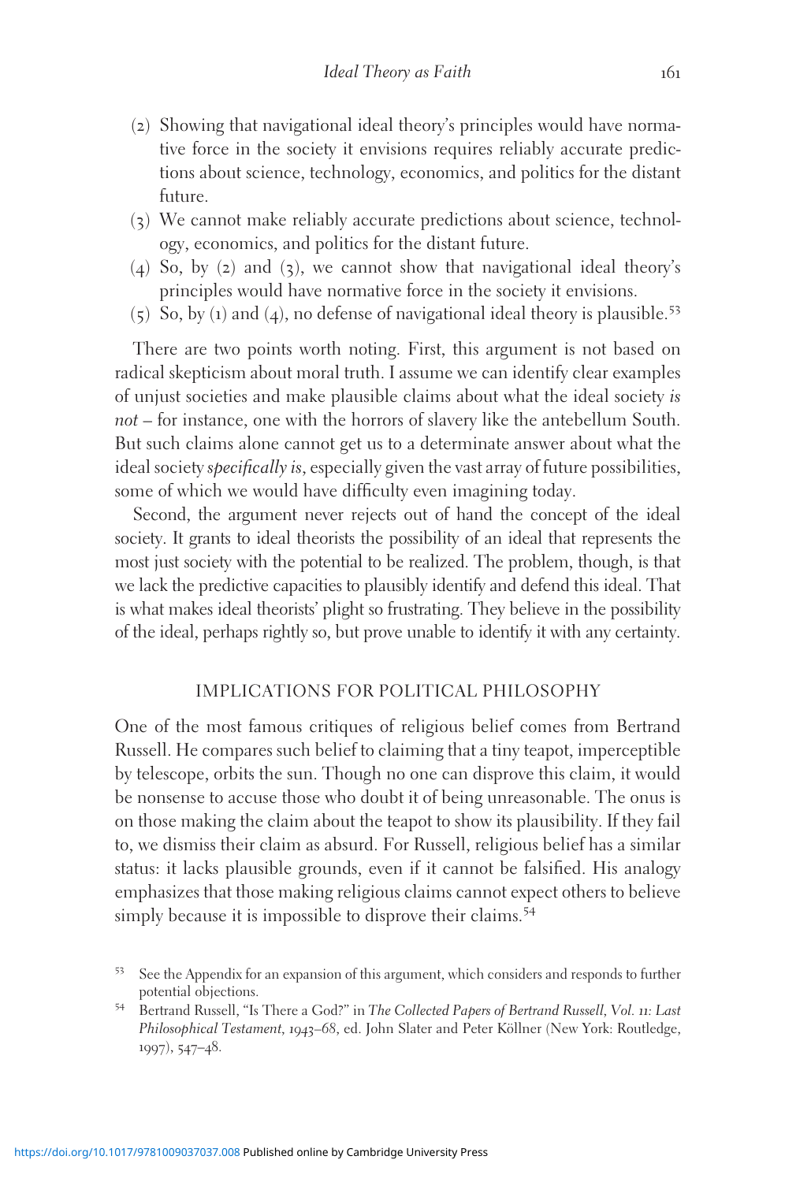(2) Showing that navigational ideal theory's principles would have normative force in the society it envisions requires reliably accurate predictions about science, technology, economics, and politics for the distant future.

(3) We cannot make reliably accurate predictions about science, technology, economics, and politics for the distant future.

(4) So, by (2) and (3), we cannot show that navigational ideal theory's principles would have normative force in the society it envisions.

(5) So, by (1) and (4), no defense of navigational ideal theory is plausible.[53]

There are two points worth noting. First, this argument is not based on radical skepticism about moral truth. I assume we can identify clear examples of unjust societies and make plausible claims about what the ideal society *is not* – for instance, one with the horrors of slavery like the antebellum South. But such claims alone cannot get us to a determinate answer about what the ideal society *specifically is*, especially given the vast array of future possibilities, some of which we would have difficulty even imagining today.

Second, the argument never rejects out of hand the concept of the ideal society. It grants to ideal theorists the possibility of an ideal that represents the most just society with the potential to be realized. The problem, though, is that we lack the predictive capacities to plausibly identify and defend this ideal. That is what makes ideal theorists' plight so frustrating. They believe in the possibility of the ideal, perhaps rightly so, but prove unable to identify it with any certainty.

## IMPLICATIONS FOR POLITICAL PHILOSOPHY

One of the most famous critiques of religious belief comes from Bertrand Russell. He compares such belief to claiming that a tiny teapot, imperceptible by telescope, orbits the sun. Though no one can disprove this claim, it would be nonsense to accuse those who doubt it of being unreasonable. The onus is on those making the claim about the teapot to show its plausibility. If they fail to, we dismiss their claim as absurd. For Russell, religious belief has a similar status: it lacks plausible grounds, even if it cannot be falsified. His analogy emphasizes that those making religious claims cannot expect others to believe simply because it is impossible to disprove their claims.[54]

[53] See the Appendix for an expansion of this argument, which considers and responds to further potential objections.

[54] Bertrand Russell, "Is There a God?" in *The Collected Papers of Bertrand Russell, Vol. 11: Last Philosophical Testament, 1943–68*, ed. John Slater and Peter Köllner (New York: Routledge, 1997), 547–48.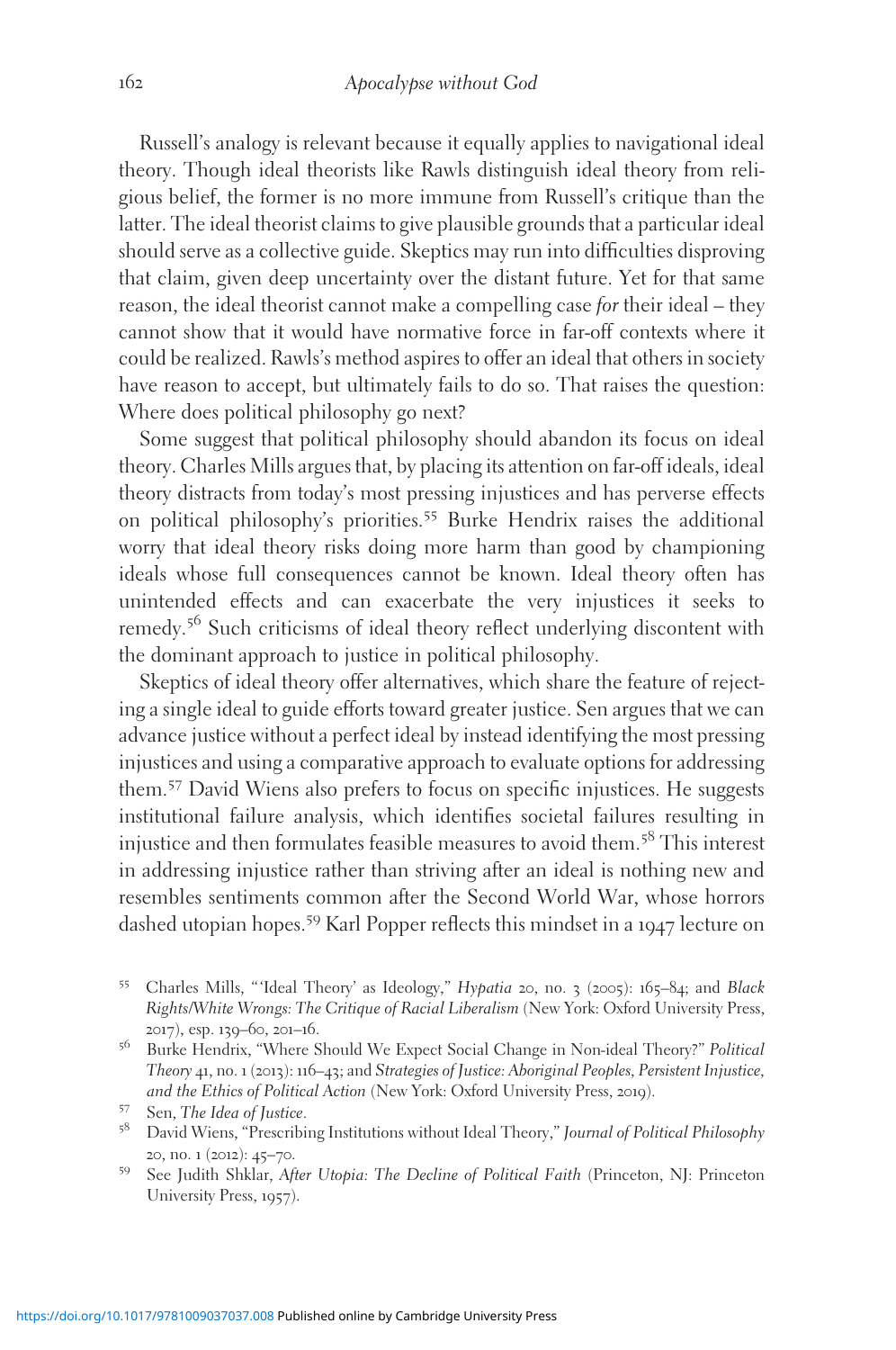Russell's analogy is relevant because it equally applies to navigational ideal theory. Though ideal theorists like Rawls distinguish ideal theory from religious belief, the former is no more immune from Russell's critique than the latter. The ideal theorist claims to give plausible grounds that a particular ideal should serve as a collective guide. Skeptics may run into difficulties disproving that claim, given deep uncertainty over the distant future. Yet for that same reason, the ideal theorist cannot make a compelling case *for* their ideal – they cannot show that it would have normative force in far-off contexts where it could be realized. Rawls's method aspires to offer an ideal that others in society have reason to accept, but ultimately fails to do so. That raises the question: Where does political philosophy go next?

Some suggest that political philosophy should abandon its focus on ideal theory. Charles Mills argues that, by placing its attention on far-off ideals, ideal theory distracts from today's most pressing injustices and has perverse effects on political philosophy's priorities.[55] Burke Hendrix raises the additional worry that ideal theory risks doing more harm than good by championing ideals whose full consequences cannot be known. Ideal theory often has unintended effects and can exacerbate the very injustices it seeks to remedy.[56] Such criticisms of ideal theory reflect underlying discontent with the dominant approach to justice in political philosophy.

Skeptics of ideal theory offer alternatives, which share the feature of rejecting a single ideal to guide efforts toward greater justice. Sen argues that we can advance justice without a perfect ideal by instead identifying the most pressing injustices and using a comparative approach to evaluate options for addressing them.[57] David Wiens also prefers to focus on specific injustices. He suggests institutional failure analysis, which identifies societal failures resulting in injustice and then formulates feasible measures to avoid them.[58] This interest in addressing injustice rather than striving after an ideal is nothing new and resembles sentiments common after the Second World War, whose horrors dashed utopian hopes.[59] Karl Popper reflects this mindset in a 1947 lecture on

[55] Charles Mills, "'Ideal Theory' as Ideology," *Hypatia* 20, no. 3 (2005): 165–84; and *Black Rights/White Wrongs: The Critique of Racial Liberalism* (New York: Oxford University Press, 2017), esp. 139–60, 201–16.

[56] Burke Hendrix, "Where Should We Expect Social Change in Non-ideal Theory?" *Political Theory* 41, no. 1 (2013): 116–43; and *Strategies of Justice: Aboriginal Peoples, Persistent Injustice, and the Ethics of Political Action* (New York: Oxford University Press, 2019).

[57] Sen, *The Idea of Justice*.

[58] David Wiens, "Prescribing Institutions without Ideal Theory," *Journal of Political Philosophy* 20, no. 1 (2012): 45–70.

[59] See Judith Shklar, *After Utopia: The Decline of Political Faith* (Princeton, NJ: Princeton University Press, 1957).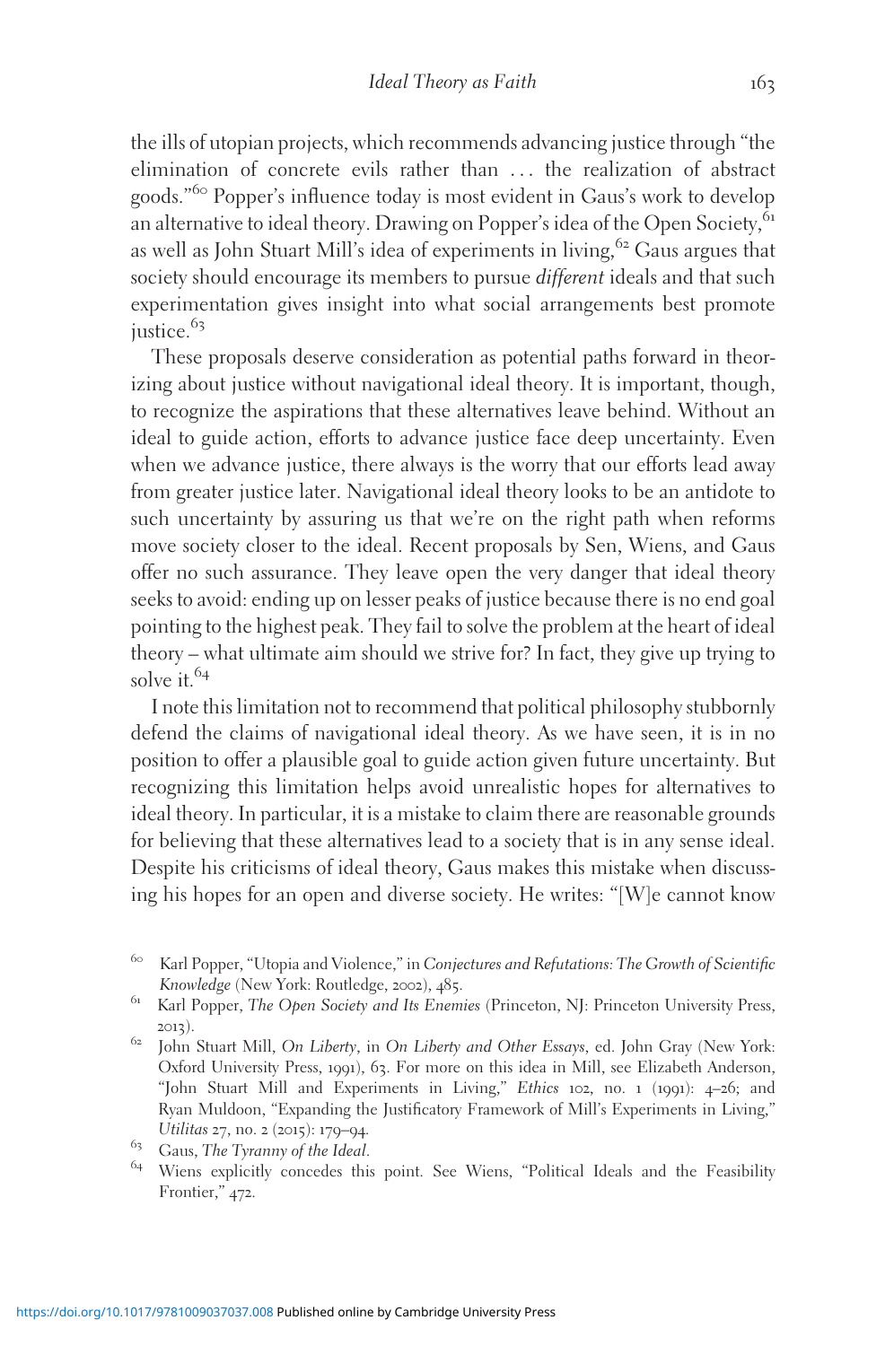the ills of utopian projects, which recommends advancing justice through "the elimination of concrete evils rather than … the realization of abstract goods."[60] Popper's influence today is most evident in Gaus's work to develop an alternative to ideal theory. Drawing on Popper's idea of the Open Society,[61] as well as John Stuart Mill's idea of experiments in living,[62] Gaus argues that society should encourage its members to pursue *different* ideals and that such experimentation gives insight into what social arrangements best promote justice.[63]

These proposals deserve consideration as potential paths forward in theorizing about justice without navigational ideal theory. It is important, though, to recognize the aspirations that these alternatives leave behind. Without an ideal to guide action, efforts to advance justice face deep uncertainty. Even when we advance justice, there always is the worry that our efforts lead away from greater justice later. Navigational ideal theory looks to be an antidote to such uncertainty by assuring us that we're on the right path when reforms move society closer to the ideal. Recent proposals by Sen, Wiens, and Gaus offer no such assurance. They leave open the very danger that ideal theory seeks to avoid: ending up on lesser peaks of justice because there is no end goal pointing to the highest peak. They fail to solve the problem at the heart of ideal theory – what ultimate aim should we strive for? In fact, they give up trying to solve it.[64]

I note this limitation not to recommend that political philosophy stubbornly defend the claims of navigational ideal theory. As we have seen, it is in no position to offer a plausible goal to guide action given future uncertainty. But recognizing this limitation helps avoid unrealistic hopes for alternatives to ideal theory. In particular, it is a mistake to claim there are reasonable grounds for believing that these alternatives lead to a society that is in any sense ideal. Despite his criticisms of ideal theory, Gaus makes this mistake when discussing his hopes for an open and diverse society. He writes: "[W]e cannot know

---

[60] Karl Popper, "Utopia and Violence," in *Conjectures and Refutations: The Growth of Scientific Knowledge* (New York: Routledge, 2002), 485.

[61] Karl Popper, *The Open Society and Its Enemies* (Princeton, NJ: Princeton University Press, 2013).

[62] John Stuart Mill, *On Liberty*, in *On Liberty and Other Essays*, ed. John Gray (New York: Oxford University Press, 1991), 63. For more on this idea in Mill, see Elizabeth Anderson, "John Stuart Mill and Experiments in Living," *Ethics* 102, no. 1 (1991): 4–26; and Ryan Muldoon, "Expanding the Justificatory Framework of Mill's Experiments in Living," *Utilitas* 27, no. 2 (2015): 179–94.

[63] Gaus, *The Tyranny of the Ideal*.

[64] Wiens explicitly concedes this point. See Wiens, "Political Ideals and the Feasibility Frontier," 472.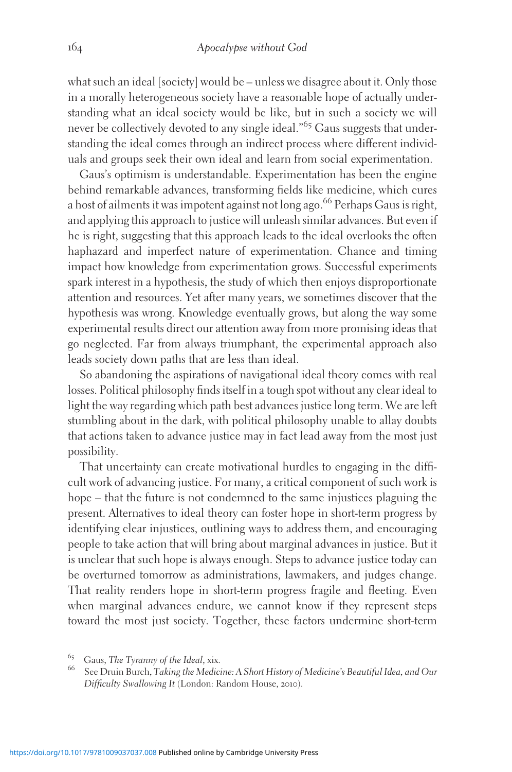what such an ideal [society] would be – unless we disagree about it. Only those in a morally heterogeneous society have a reasonable hope of actually understanding what an ideal society would be like, but in such a society we will never be collectively devoted to any single ideal."[65] Gaus suggests that understanding the ideal comes through an indirect process where different individuals and groups seek their own ideal and learn from social experimentation.

Gaus's optimism is understandable. Experimentation has been the engine behind remarkable advances, transforming fields like medicine, which cures a host of ailments it was impotent against not long ago.[66] Perhaps Gaus is right, and applying this approach to justice will unleash similar advances. But even if he is right, suggesting that this approach leads to the ideal overlooks the often haphazard and imperfect nature of experimentation. Chance and timing impact how knowledge from experimentation grows. Successful experiments spark interest in a hypothesis, the study of which then enjoys disproportionate attention and resources. Yet after many years, we sometimes discover that the hypothesis was wrong. Knowledge eventually grows, but along the way some experimental results direct our attention away from more promising ideas that go neglected. Far from always triumphant, the experimental approach also leads society down paths that are less than ideal.

So abandoning the aspirations of navigational ideal theory comes with real losses. Political philosophy finds itself in a tough spot without any clear ideal to light the way regarding which path best advances justice long term. We are left stumbling about in the dark, with political philosophy unable to allay doubts that actions taken to advance justice may in fact lead away from the most just possibility.

That uncertainty can create motivational hurdles to engaging in the difficult work of advancing justice. For many, a critical component of such work is hope – that the future is not condemned to the same injustices plaguing the present. Alternatives to ideal theory can foster hope in short-term progress by identifying clear injustices, outlining ways to address them, and encouraging people to take action that will bring about marginal advances in justice. But it is unclear that such hope is always enough. Steps to advance justice today can be overturned tomorrow as administrations, lawmakers, and judges change. That reality renders hope in short-term progress fragile and fleeting. Even when marginal advances endure, we cannot know if they represent steps toward the most just society. Together, these factors undermine short-term

[65] Gaus, *The Tyranny of the Ideal*, xix.

[66] See Druin Burch, *Taking the Medicine: A Short History of Medicine's Beautiful Idea, and Our Difficulty Swallowing It* (London: Random House, 2010).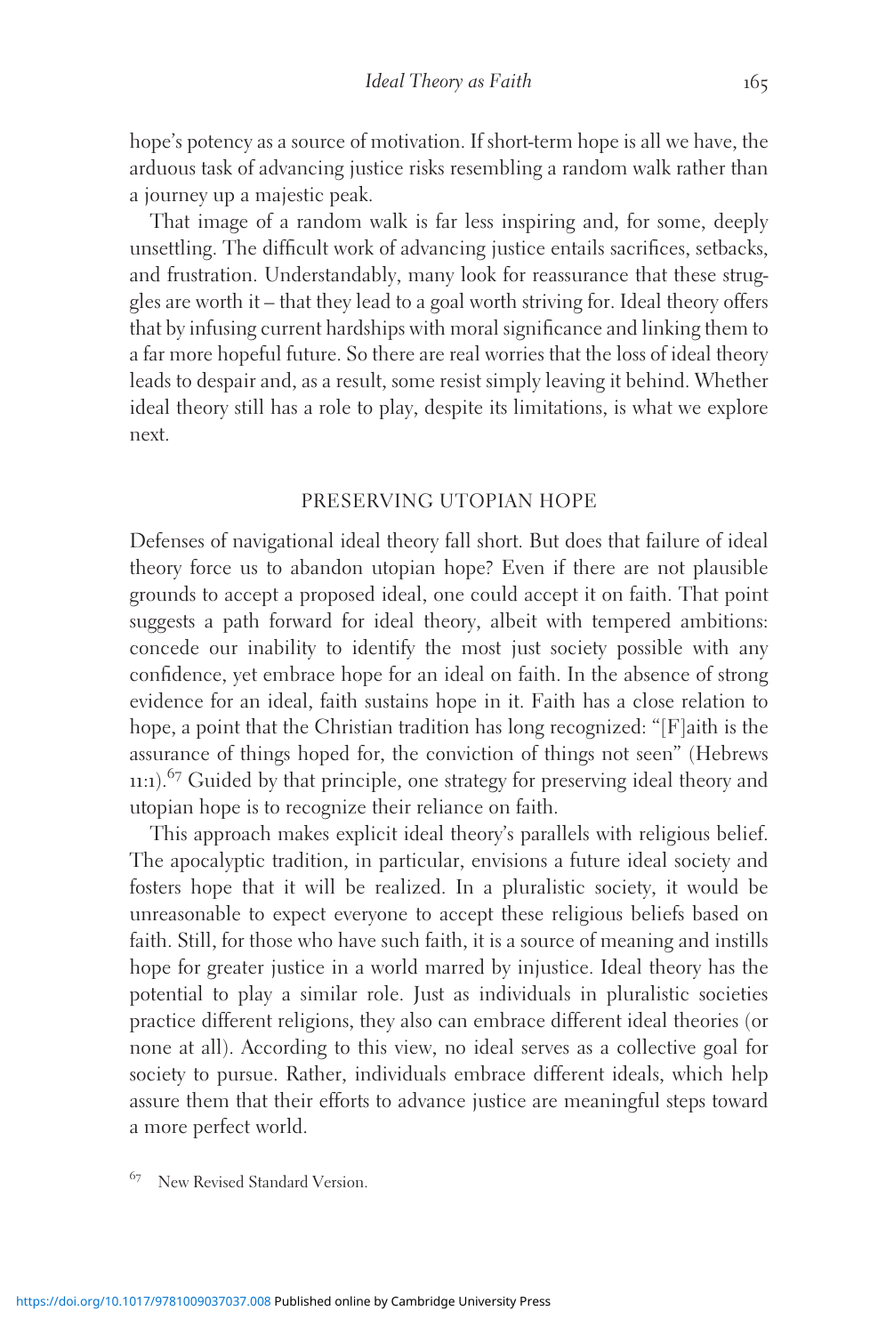hope's potency as a source of motivation. If short-term hope is all we have, the arduous task of advancing justice risks resembling a random walk rather than a journey up a majestic peak.

That image of a random walk is far less inspiring and, for some, deeply unsettling. The difficult work of advancing justice entails sacrifices, setbacks, and frustration. Understandably, many look for reassurance that these struggles are worth it – that they lead to a goal worth striving for. Ideal theory offers that by infusing current hardships with moral significance and linking them to a far more hopeful future. So there are real worries that the loss of ideal theory leads to despair and, as a result, some resist simply leaving it behind. Whether ideal theory still has a role to play, despite its limitations, is what we explore next.

## PRESERVING UTOPIAN HOPE

Defenses of navigational ideal theory fall short. But does that failure of ideal theory force us to abandon utopian hope? Even if there are not plausible grounds to accept a proposed ideal, one could accept it on faith. That point suggests a path forward for ideal theory, albeit with tempered ambitions: concede our inability to identify the most just society possible with any confidence, yet embrace hope for an ideal on faith. In the absence of strong evidence for an ideal, faith sustains hope in it. Faith has a close relation to hope, a point that the Christian tradition has long recognized: "[F]aith is the assurance of things hoped for, the conviction of things not seen" (Hebrews 11:1).[67] Guided by that principle, one strategy for preserving ideal theory and utopian hope is to recognize their reliance on faith.

This approach makes explicit ideal theory's parallels with religious belief. The apocalyptic tradition, in particular, envisions a future ideal society and fosters hope that it will be realized. In a pluralistic society, it would be unreasonable to expect everyone to accept these religious beliefs based on faith. Still, for those who have such faith, it is a source of meaning and instills hope for greater justice in a world marred by injustice. Ideal theory has the potential to play a similar role. Just as individuals in pluralistic societies practice different religions, they also can embrace different ideal theories (or none at all). According to this view, no ideal serves as a collective goal for society to pursue. Rather, individuals embrace different ideals, which help assure them that their efforts to advance justice are meaningful steps toward a more perfect world.

[67] New Revised Standard Version.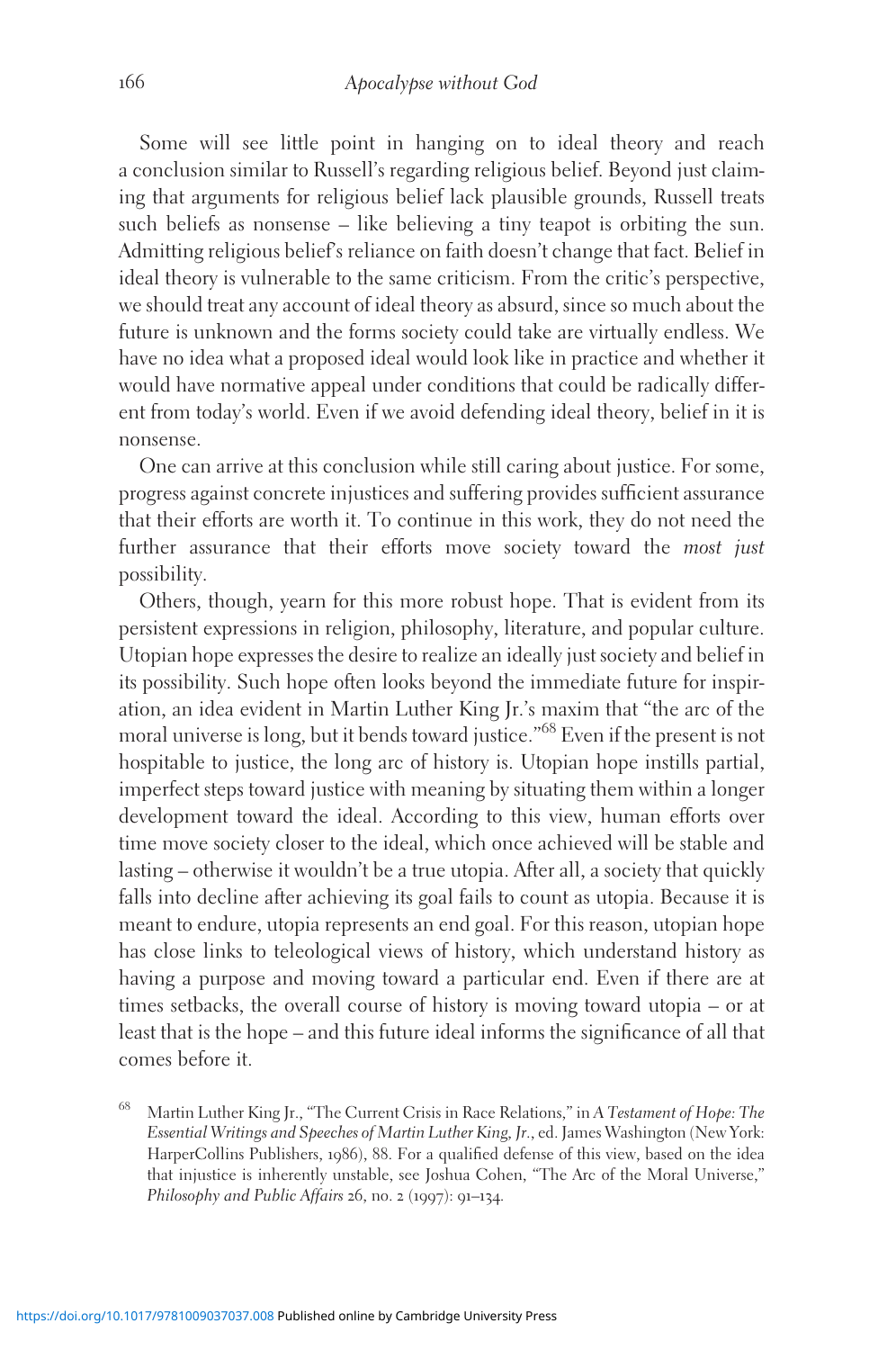Some will see little point in hanging on to ideal theory and reach a conclusion similar to Russell's regarding religious belief. Beyond just claiming that arguments for religious belief lack plausible grounds, Russell treats such beliefs as nonsense – like believing a tiny teapot is orbiting the sun. Admitting religious belief's reliance on faith doesn't change that fact. Belief in ideal theory is vulnerable to the same criticism. From the critic's perspective, we should treat any account of ideal theory as absurd, since so much about the future is unknown and the forms society could take are virtually endless. We have no idea what a proposed ideal would look like in practice and whether it would have normative appeal under conditions that could be radically different from today's world. Even if we avoid defending ideal theory, belief in it is nonsense.

One can arrive at this conclusion while still caring about justice. For some, progress against concrete injustices and suffering provides sufficient assurance that their efforts are worth it. To continue in this work, they do not need the further assurance that their efforts move society toward the *most just* possibility.

Others, though, yearn for this more robust hope. That is evident from its persistent expressions in religion, philosophy, literature, and popular culture. Utopian hope expresses the desire to realize an ideally just society and belief in its possibility. Such hope often looks beyond the immediate future for inspiration, an idea evident in Martin Luther King Jr.'s maxim that "the arc of the moral universe is long, but it bends toward justice."[68] Even if the present is not hospitable to justice, the long arc of history is. Utopian hope instills partial, imperfect steps toward justice with meaning by situating them within a longer development toward the ideal. According to this view, human efforts over time move society closer to the ideal, which once achieved will be stable and lasting – otherwise it wouldn't be a true utopia. After all, a society that quickly falls into decline after achieving its goal fails to count as utopia. Because it is meant to endure, utopia represents an end goal. For this reason, utopian hope has close links to teleological views of history, which understand history as having a purpose and moving toward a particular end. Even if there are at times setbacks, the overall course of history is moving toward utopia – or at least that is the hope – and this future ideal informs the significance of all that comes before it.

[68] Martin Luther King Jr., "The Current Crisis in Race Relations," in *A Testament of Hope: The Essential Writings and Speeches of Martin Luther King, Jr.*, ed. James Washington (New York: HarperCollins Publishers, 1986), 88. For a qualified defense of this view, based on the idea that injustice is inherently unstable, see Joshua Cohen, "The Arc of the Moral Universe," *Philosophy and Public Affairs* 26, no. 2 (1997): 91–134.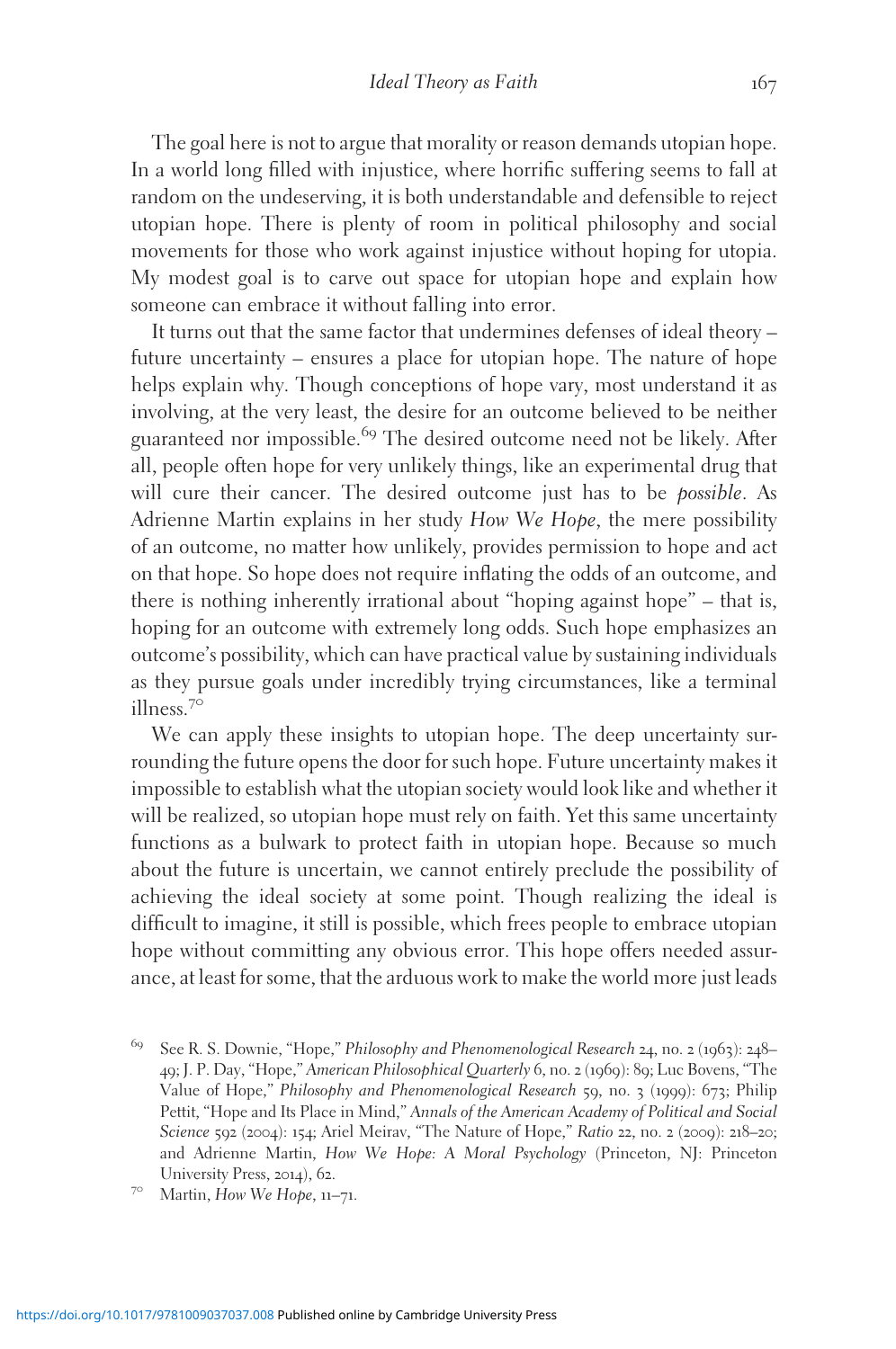The goal here is not to argue that morality or reason demands utopian hope. In a world long filled with injustice, where horrific suffering seems to fall at random on the undeserving, it is both understandable and defensible to reject utopian hope. There is plenty of room in political philosophy and social movements for those who work against injustice without hoping for utopia. My modest goal is to carve out space for utopian hope and explain how someone can embrace it without falling into error.

It turns out that the same factor that undermines defenses of ideal theory – future uncertainty – ensures a place for utopian hope. The nature of hope helps explain why. Though conceptions of hope vary, most understand it as involving, at the very least, the desire for an outcome believed to be neither guaranteed nor impossible.[69] The desired outcome need not be likely. After all, people often hope for very unlikely things, like an experimental drug that will cure their cancer. The desired outcome just has to be *possible*. As Adrienne Martin explains in her study *How We Hope*, the mere possibility of an outcome, no matter how unlikely, provides permission to hope and act on that hope. So hope does not require inflating the odds of an outcome, and there is nothing inherently irrational about "hoping against hope" – that is, hoping for an outcome with extremely long odds. Such hope emphasizes an outcome's possibility, which can have practical value by sustaining individuals as they pursue goals under incredibly trying circumstances, like a terminal illness.[70]

We can apply these insights to utopian hope. The deep uncertainty surrounding the future opens the door for such hope. Future uncertainty makes it impossible to establish what the utopian society would look like and whether it will be realized, so utopian hope must rely on faith. Yet this same uncertainty functions as a bulwark to protect faith in utopian hope. Because so much about the future is uncertain, we cannot entirely preclude the possibility of achieving the ideal society at some point. Though realizing the ideal is difficult to imagine, it still is possible, which frees people to embrace utopian hope without committing any obvious error. This hope offers needed assurance, at least for some, that the arduous work to make the world more just leads

---

[69] See R. S. Downie, "Hope," *Philosophy and Phenomenological Research* 24, no. 2 (1963): 248–49; J. P. Day, "Hope," *American Philosophical Quarterly* 6, no. 2 (1969): 89; Luc Bovens, "The Value of Hope," *Philosophy and Phenomenological Research* 59, no. 3 (1999): 673; Philip Pettit, "Hope and Its Place in Mind," *Annals of the American Academy of Political and Social Science* 592 (2004): 154; Ariel Meirav, "The Nature of Hope," *Ratio* 22, no. 2 (2009): 218–20; and Adrienne Martin, *How We Hope: A Moral Psychology* (Princeton, NJ: Princeton University Press, 2014), 62.

[70] Martin, *How We Hope*, 11–71.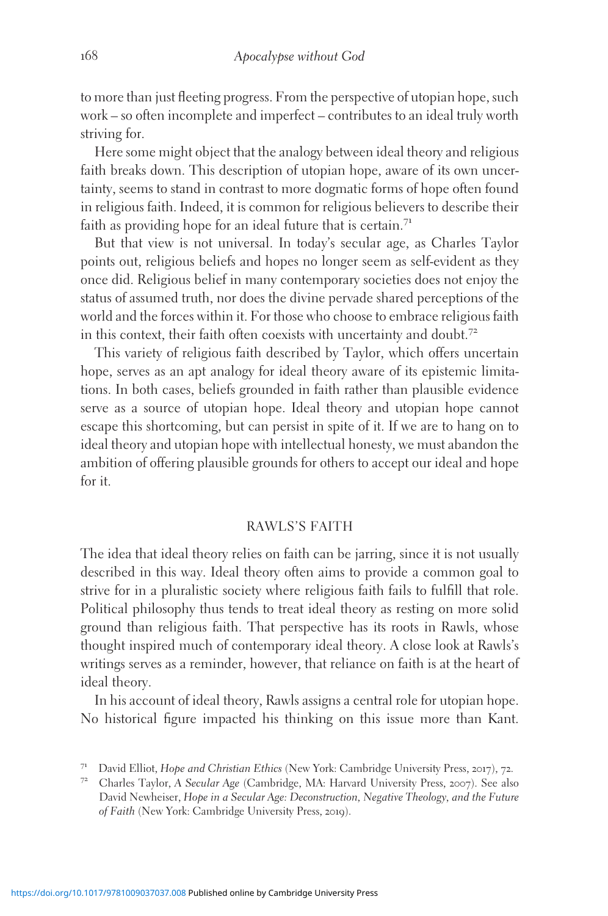to more than just fleeting progress. From the perspective of utopian hope, such work – so often incomplete and imperfect – contributes to an ideal truly worth striving for.

Here some might object that the analogy between ideal theory and religious faith breaks down. This description of utopian hope, aware of its own uncertainty, seems to stand in contrast to more dogmatic forms of hope often found in religious faith. Indeed, it is common for religious believers to describe their faith as providing hope for an ideal future that is certain.[71]

But that view is not universal. In today's secular age, as Charles Taylor points out, religious beliefs and hopes no longer seem as self-evident as they once did. Religious belief in many contemporary societies does not enjoy the status of assumed truth, nor does the divine pervade shared perceptions of the world and the forces within it. For those who choose to embrace religious faith in this context, their faith often coexists with uncertainty and doubt.[72]

This variety of religious faith described by Taylor, which offers uncertain hope, serves as an apt analogy for ideal theory aware of its epistemic limitations. In both cases, beliefs grounded in faith rather than plausible evidence serve as a source of utopian hope. Ideal theory and utopian hope cannot escape this shortcoming, but can persist in spite of it. If we are to hang on to ideal theory and utopian hope with intellectual honesty, we must abandon the ambition of offering plausible grounds for others to accept our ideal and hope for it.

## RAWLS'S FAITH

The idea that ideal theory relies on faith can be jarring, since it is not usually described in this way. Ideal theory often aims to provide a common goal to strive for in a pluralistic society where religious faith fails to fulfill that role. Political philosophy thus tends to treat ideal theory as resting on more solid ground than religious faith. That perspective has its roots in Rawls, whose thought inspired much of contemporary ideal theory. A close look at Rawls's writings serves as a reminder, however, that reliance on faith is at the heart of ideal theory.

In his account of ideal theory, Rawls assigns a central role for utopian hope. No historical figure impacted his thinking on this issue more than Kant.

[71] David Elliot, *Hope and Christian Ethics* (New York: Cambridge University Press, 2017), 72.

[72] Charles Taylor, *A Secular Age* (Cambridge, MA: Harvard University Press, 2007). See also David Newheiser, *Hope in a Secular Age: Deconstruction, Negative Theology, and the Future of Faith* (New York: Cambridge University Press, 2019).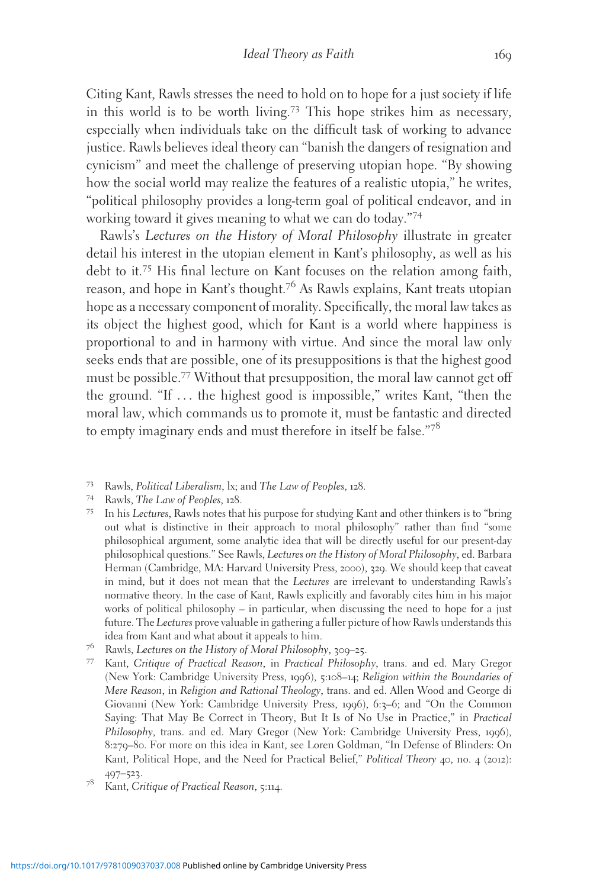Citing Kant, Rawls stresses the need to hold on to hope for a just society if life in this world is to be worth living.[73] This hope strikes him as necessary, especially when individuals take on the difficult task of working to advance justice. Rawls believes ideal theory can "banish the dangers of resignation and cynicism" and meet the challenge of preserving utopian hope. "By showing how the social world may realize the features of a realistic utopia," he writes, "political philosophy provides a long-term goal of political endeavor, and in working toward it gives meaning to what we can do today."[74]

Rawls's *Lectures on the History of Moral Philosophy* illustrate in greater detail his interest in the utopian element in Kant's philosophy, as well as his debt to it.[75] His final lecture on Kant focuses on the relation among faith, reason, and hope in Kant's thought.[76] As Rawls explains, Kant treats utopian hope as a necessary component of morality. Specifically, the moral law takes as its object the highest good, which for Kant is a world where happiness is proportional to and in harmony with virtue. And since the moral law only seeks ends that are possible, one of its presuppositions is that the highest good must be possible.[77] Without that presupposition, the moral law cannot get off the ground. "If ... the highest good is impossible," writes Kant, "then the moral law, which commands us to promote it, must be fantastic and directed to empty imaginary ends and must therefore in itself be false."[78]

[73] Rawls, *Political Liberalism*, lx; and *The Law of Peoples*, 128.

[74] Rawls, *The Law of Peoples*, 128.

[75] In his *Lectures*, Rawls notes that his purpose for studying Kant and other thinkers is to "bring out what is distinctive in their approach to moral philosophy" rather than find "some philosophical argument, some analytic idea that will be directly useful for our present-day philosophical questions." See Rawls, *Lectures on the History of Moral Philosophy*, ed. Barbara Herman (Cambridge, MA: Harvard University Press, 2000), 329. We should keep that caveat in mind, but it does not mean that the *Lectures* are irrelevant to understanding Rawls's normative theory. In the case of Kant, Rawls explicitly and favorably cites him in his major works of political philosophy – in particular, when discussing the need to hope for a just future. The *Lectures* prove valuable in gathering a fuller picture of how Rawls understands this idea from Kant and what about it appeals to him.

[76] Rawls, *Lectures on the History of Moral Philosophy*, 309–25.

[77] Kant, *Critique of Practical Reason*, in *Practical Philosophy*, trans. and ed. Mary Gregor (New York: Cambridge University Press, 1996), 5:108–14; *Religion within the Boundaries of Mere Reason*, in *Religion and Rational Theology*, trans. and ed. Allen Wood and George di Giovanni (New York: Cambridge University Press, 1996), 6:3–6; and "On the Common Saying: That May Be Correct in Theory, But It Is of No Use in Practice," in *Practical Philosophy*, trans. and ed. Mary Gregor (New York: Cambridge University Press, 1996), 8:279–80. For more on this idea in Kant, see Loren Goldman, "In Defense of Blinders: On Kant, Political Hope, and the Need for Practical Belief," *Political Theory* 40, no. 4 (2012): 497–523.

[78] Kant, *Critique of Practical Reason*, 5:114.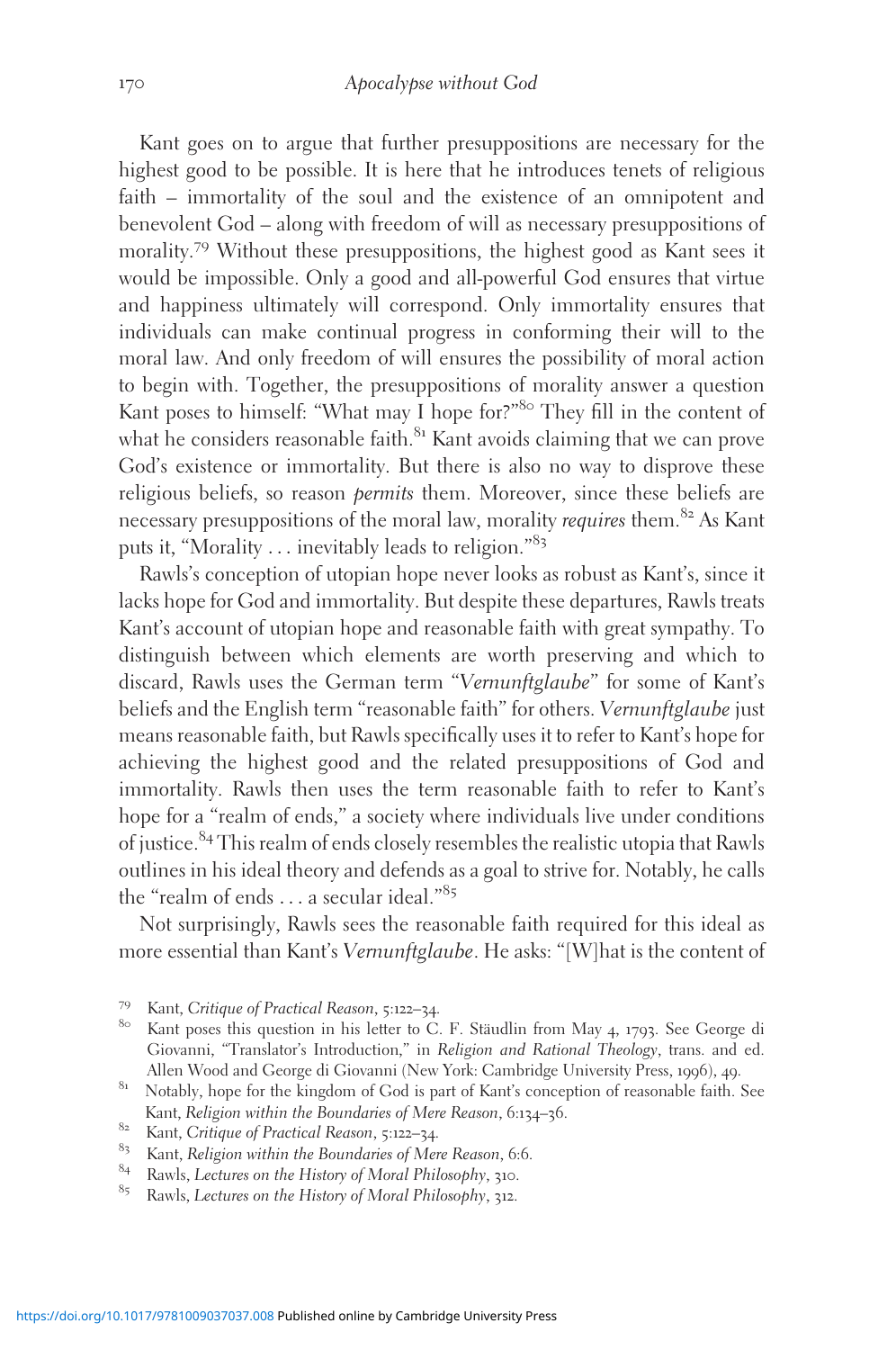Kant goes on to argue that further presuppositions are necessary for the highest good to be possible. It is here that he introduces tenets of religious faith – immortality of the soul and the existence of an omnipotent and benevolent God – along with freedom of will as necessary presuppositions of morality.[79] Without these presuppositions, the highest good as Kant sees it would be impossible. Only a good and all-powerful God ensures that virtue and happiness ultimately will correspond. Only immortality ensures that individuals can make continual progress in conforming their will to the moral law. And only freedom of will ensures the possibility of moral action to begin with. Together, the presuppositions of morality answer a question Kant poses to himself: "What may I hope for?"[80] They fill in the content of what he considers reasonable faith.[81] Kant avoids claiming that we can prove God's existence or immortality. But there is also no way to disprove these religious beliefs, so reason *permits* them. Moreover, since these beliefs are necessary presuppositions of the moral law, morality *requires* them.[82] As Kant puts it, "Morality . . . inevitably leads to religion."[83]

Rawls's conception of utopian hope never looks as robust as Kant's, since it lacks hope for God and immortality. But despite these departures, Rawls treats Kant's account of utopian hope and reasonable faith with great sympathy. To distinguish between which elements are worth preserving and which to discard, Rawls uses the German term "*Vernunftglaube*" for some of Kant's beliefs and the English term "reasonable faith" for others. *Vernunftglaube* just means reasonable faith, but Rawls specifically uses it to refer to Kant's hope for achieving the highest good and the related presuppositions of God and immortality. Rawls then uses the term reasonable faith to refer to Kant's hope for a "realm of ends," a society where individuals live under conditions of justice.[84] This realm of ends closely resembles the realistic utopia that Rawls outlines in his ideal theory and defends as a goal to strive for. Notably, he calls the "realm of ends . . . a secular ideal."[85]

Not surprisingly, Rawls sees the reasonable faith required for this ideal as more essential than Kant's *Vernunftglaube*. He asks: "[W]hat is the content of

---

[79] Kant, *Critique of Practical Reason*, 5:122–34.

[80] Kant poses this question in his letter to C. F. Stäudlin from May 4, 1793. See George di Giovanni, "Translator's Introduction," in *Religion and Rational Theology*, trans. and ed. Allen Wood and George di Giovanni (New York: Cambridge University Press, 1996), 49.

[81] Notably, hope for the kingdom of God is part of Kant's conception of reasonable faith. See Kant, *Religion within the Boundaries of Mere Reason*, 6:134–36.

[82] Kant, *Critique of Practical Reason*, 5:122–34.

[83] Kant, *Religion within the Boundaries of Mere Reason*, 6:6.

[84] Rawls, *Lectures on the History of Moral Philosophy*, 310.

[85] Rawls, *Lectures on the History of Moral Philosophy*, 312.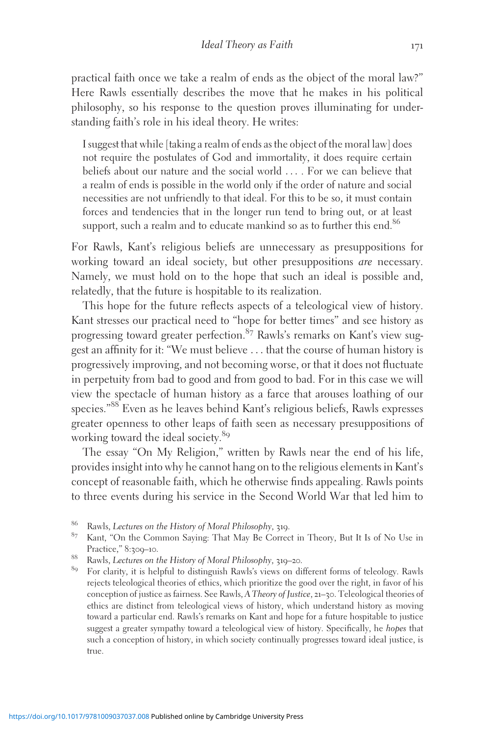practical faith once we take a realm of ends as the object of the moral law?" Here Rawls essentially describes the move that he makes in his political philosophy, so his response to the question proves illuminating for understanding faith's role in his ideal theory. He writes:

> I suggest that while [taking a realm of ends as the object of the moral law] does not require the postulates of God and immortality, it does require certain beliefs about our nature and the social world . . . . For we can believe that a realm of ends is possible in the world only if the order of nature and social necessities are not unfriendly to that ideal. For this to be so, it must contain forces and tendencies that in the longer run tend to bring out, or at least support, such a realm and to educate mankind so as to further this end.[86]

For Rawls, Kant's religious beliefs are unnecessary as presuppositions for working toward an ideal society, but other presuppositions *are* necessary. Namely, we must hold on to the hope that such an ideal is possible and, relatedly, that the future is hospitable to its realization.

This hope for the future reflects aspects of a teleological view of history. Kant stresses our practical need to "hope for better times" and see history as progressing toward greater perfection.[87] Rawls's remarks on Kant's view suggest an affinity for it: "We must believe . . . that the course of human history is progressively improving, and not becoming worse, or that it does not fluctuate in perpetuity from bad to good and from good to bad. For in this case we will view the spectacle of human history as a farce that arouses loathing of our species."[88] Even as he leaves behind Kant's religious beliefs, Rawls expresses greater openness to other leaps of faith seen as necessary presuppositions of working toward the ideal society.[89]

The essay "On My Religion," written by Rawls near the end of his life, provides insight into why he cannot hang on to the religious elements in Kant's concept of reasonable faith, which he otherwise finds appealing. Rawls points to three events during his service in the Second World War that led him to

[86] Rawls, *Lectures on the History of Moral Philosophy*, 319.

[87] Kant, "On the Common Saying: That May Be Correct in Theory, But It Is of No Use in Practice," 8:309–10.

[88] Rawls, *Lectures on the History of Moral Philosophy*, 319–20.

[89] For clarity, it is helpful to distinguish Rawls's views on different forms of teleology. Rawls rejects teleological theories of ethics, which prioritize the good over the right, in favor of his conception of justice as fairness. See Rawls, *A Theory of Justice*, 21–30. Teleological theories of ethics are distinct from teleological views of history, which understand history as moving toward a particular end. Rawls's remarks on Kant and hope for a future hospitable to justice suggest a greater sympathy toward a teleological view of history. Specifically, he *hopes* that such a conception of history, in which society continually progresses toward ideal justice, is true.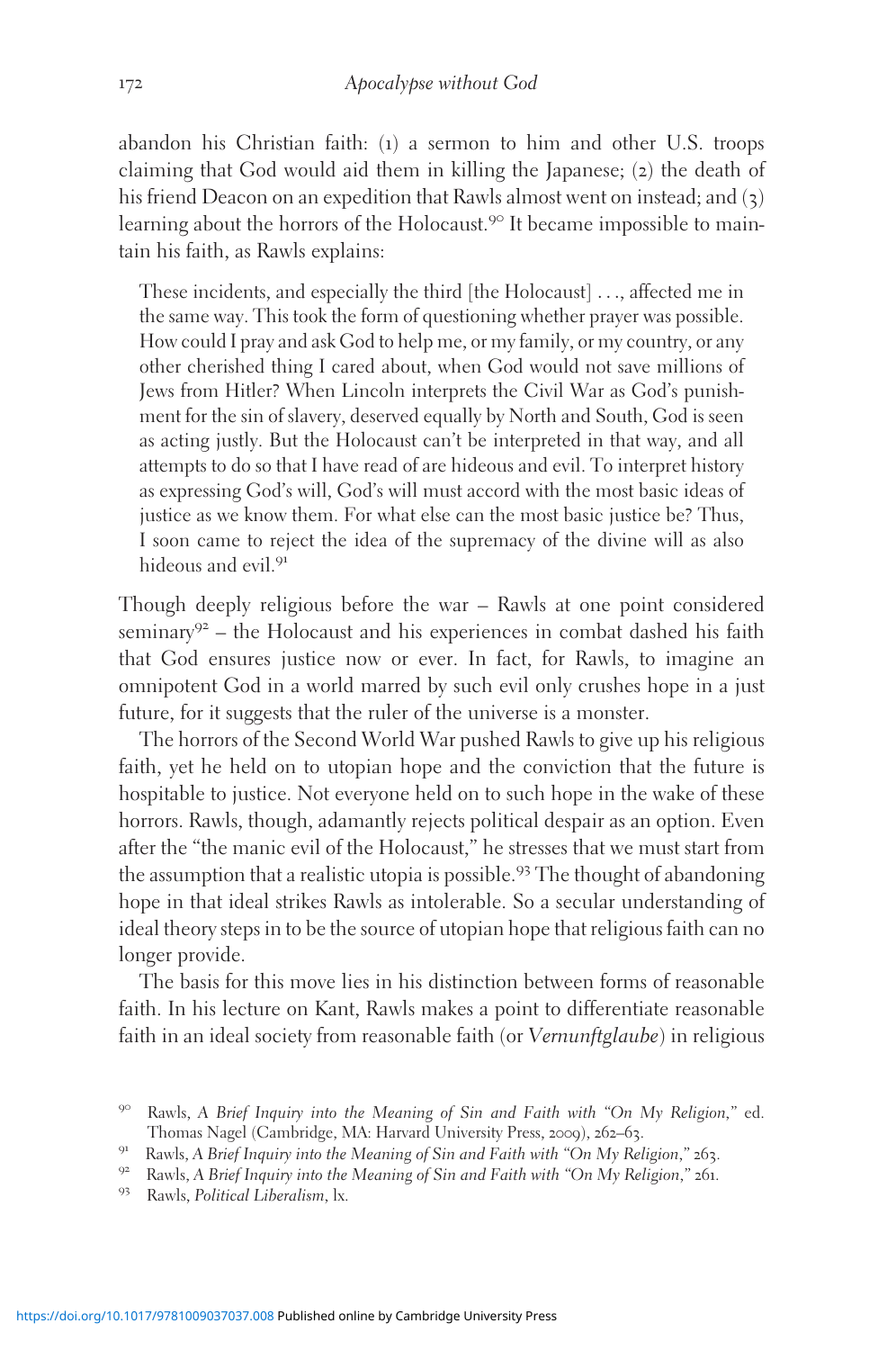abandon his Christian faith: (1) a sermon to him and other U.S. troops claiming that God would aid them in killing the Japanese; (2) the death of his friend Deacon on an expedition that Rawls almost went on instead; and (3) learning about the horrors of the Holocaust.[90] It became impossible to maintain his faith, as Rawls explains:

> These incidents, and especially the third [the Holocaust] . . ., affected me in the same way. This took the form of questioning whether prayer was possible. How could I pray and ask God to help me, or my family, or my country, or any other cherished thing I cared about, when God would not save millions of Jews from Hitler? When Lincoln interprets the Civil War as God's punishment for the sin of slavery, deserved equally by North and South, God is seen as acting justly. But the Holocaust can't be interpreted in that way, and all attempts to do so that I have read of are hideous and evil. To interpret history as expressing God's will, God's will must accord with the most basic ideas of justice as we know them. For what else can the most basic justice be? Thus, I soon came to reject the idea of the supremacy of the divine will as also hideous and evil.[91]

Though deeply religious before the war – Rawls at one point considered seminary[92] – the Holocaust and his experiences in combat dashed his faith that God ensures justice now or ever. In fact, for Rawls, to imagine an omnipotent God in a world marred by such evil only crushes hope in a just future, for it suggests that the ruler of the universe is a monster.

The horrors of the Second World War pushed Rawls to give up his religious faith, yet he held on to utopian hope and the conviction that the future is hospitable to justice. Not everyone held on to such hope in the wake of these horrors. Rawls, though, adamantly rejects political despair as an option. Even after the "the manic evil of the Holocaust," he stresses that we must start from the assumption that a realistic utopia is possible.[93] The thought of abandoning hope in that ideal strikes Rawls as intolerable. So a secular understanding of ideal theory steps in to be the source of utopian hope that religious faith can no longer provide.

The basis for this move lies in his distinction between forms of reasonable faith. In his lecture on Kant, Rawls makes a point to differentiate reasonable faith in an ideal society from reasonable faith (or *Vernunftglaube*) in religious

[90] Rawls, *A Brief Inquiry into the Meaning of Sin and Faith with "On My Religion,"* ed. Thomas Nagel (Cambridge, MA: Harvard University Press, 2009), 262–63.

[91] Rawls, *A Brief Inquiry into the Meaning of Sin and Faith with "On My Religion,"* 263.

[92] Rawls, *A Brief Inquiry into the Meaning of Sin and Faith with "On My Religion,"* 261.

[93] Rawls, *Political Liberalism*, lx.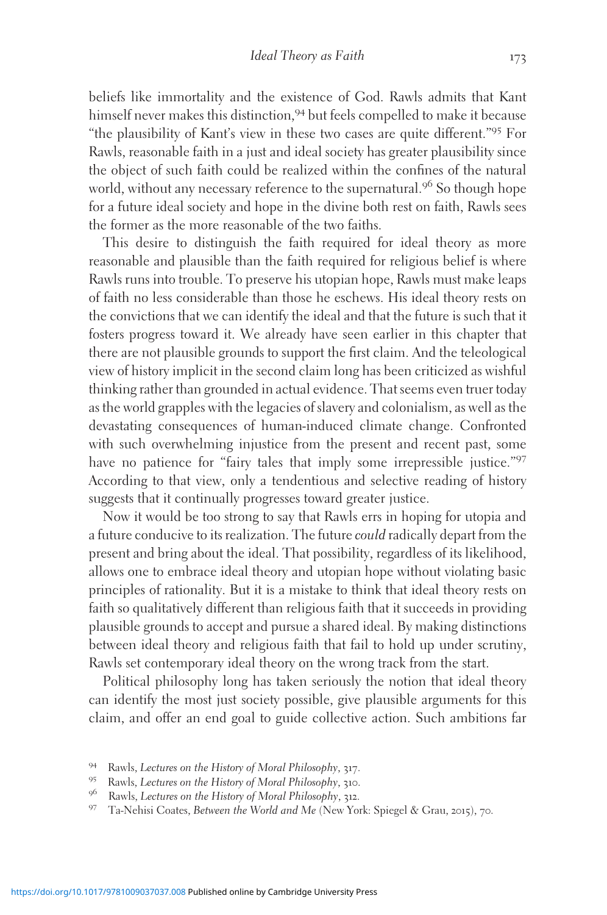beliefs like immortality and the existence of God. Rawls admits that Kant himself never makes this distinction,[94] but feels compelled to make it because "the plausibility of Kant's view in these two cases are quite different."[95] For Rawls, reasonable faith in a just and ideal society has greater plausibility since the object of such faith could be realized within the confines of the natural world, without any necessary reference to the supernatural.[96] So though hope for a future ideal society and hope in the divine both rest on faith, Rawls sees the former as the more reasonable of the two faiths.

This desire to distinguish the faith required for ideal theory as more reasonable and plausible than the faith required for religious belief is where Rawls runs into trouble. To preserve his utopian hope, Rawls must make leaps of faith no less considerable than those he eschews. His ideal theory rests on the convictions that we can identify the ideal and that the future is such that it fosters progress toward it. We already have seen earlier in this chapter that there are not plausible grounds to support the first claim. And the teleological view of history implicit in the second claim long has been criticized as wishful thinking rather than grounded in actual evidence. That seems even truer today as the world grapples with the legacies of slavery and colonialism, as well as the devastating consequences of human-induced climate change. Confronted with such overwhelming injustice from the present and recent past, some have no patience for "fairy tales that imply some irrepressible justice."[97] According to that view, only a tendentious and selective reading of history suggests that it continually progresses toward greater justice.

Now it would be too strong to say that Rawls errs in hoping for utopia and a future conducive to its realization. The future *could* radically depart from the present and bring about the ideal. That possibility, regardless of its likelihood, allows one to embrace ideal theory and utopian hope without violating basic principles of rationality. But it is a mistake to think that ideal theory rests on faith so qualitatively different than religious faith that it succeeds in providing plausible grounds to accept and pursue a shared ideal. By making distinctions between ideal theory and religious faith that fail to hold up under scrutiny, Rawls set contemporary ideal theory on the wrong track from the start.

Political philosophy long has taken seriously the notion that ideal theory can identify the most just society possible, give plausible arguments for this claim, and offer an end goal to guide collective action. Such ambitions far

[94] Rawls, *Lectures on the History of Moral Philosophy*, 317.

[95] Rawls, *Lectures on the History of Moral Philosophy*, 310.

[96] Rawls, *Lectures on the History of Moral Philosophy*, 312.

[97] Ta-Nehisi Coates, *Between the World and Me* (New York: Spiegel & Grau, 2015), 70.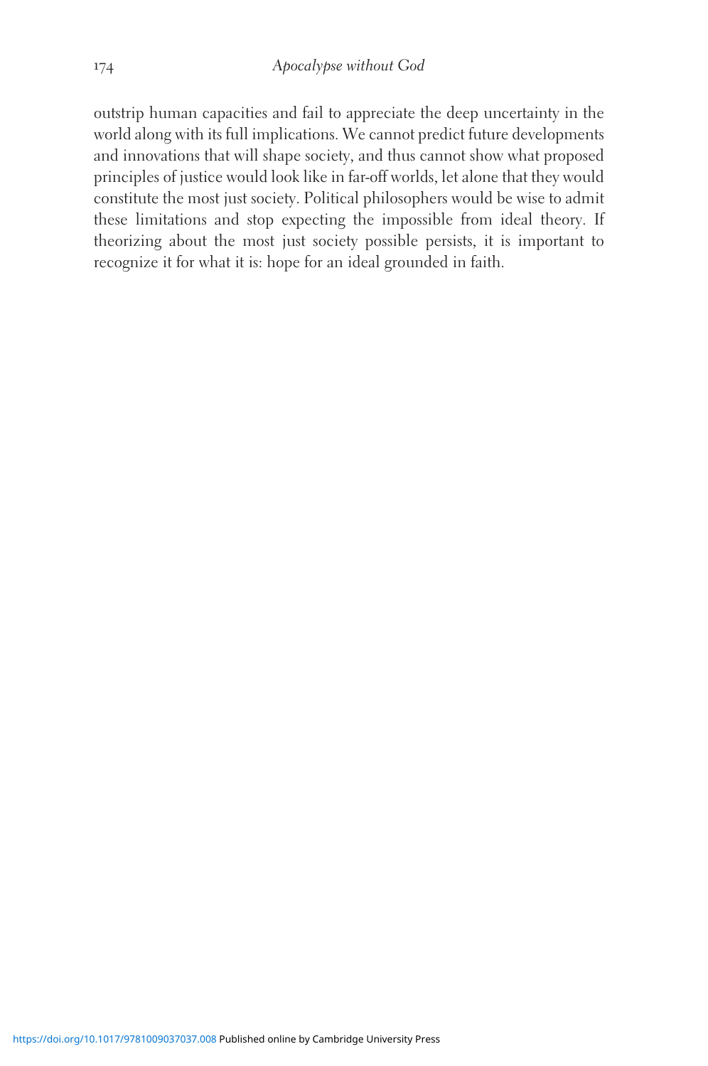outstrip human capacities and fail to appreciate the deep uncertainty in the world along with its full implications. We cannot predict future developments and innovations that will shape society, and thus cannot show what proposed principles of justice would look like in far-off worlds, let alone that they would constitute the most just society. Political philosophers would be wise to admit these limitations and stop expecting the impossible from ideal theory. If theorizing about the most just society possible persists, it is important to recognize it for what it is: hope for an ideal grounded in faith.